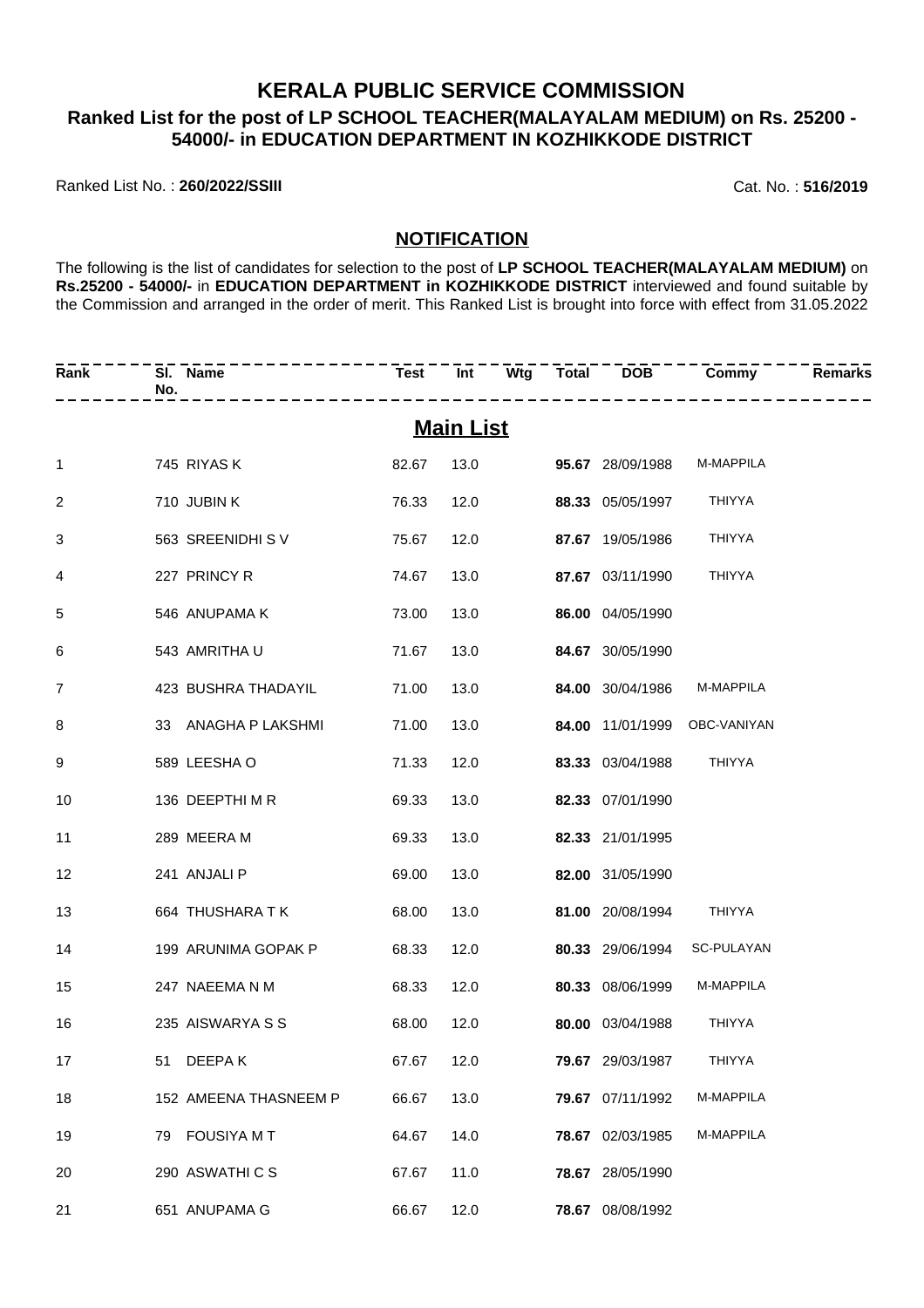# KERALA PUBLIC SERVICE COMMISSION

## Ranked List for the post of LP SCHOOL TEACHER(MALAYALAM MEDIUM) on Rs. 25200 - 54000/- in EDUCATION DEPARTMENT IN KOZHIKKODE DISTRICT

Ranked List No. : **260/2022/SSIII**

Cat. No. : **516/2019**

### NOTIFICATION

The following is the list of candidates for selection to the post of **LP SCHOOL TEACHER(MALAYALAM MEDIUM)** on **Rs.25200 - 54000/-** in **EDUCATION DEPARTMENT in KOZHIKKODE DISTRICT** interviewed and found suitable by the Commission and arranged in the order of merit. This Ranked List is brought into force with effect from 31.05.2022

### Main List

| Rank | Sl. No. | Name | Test | Int | Wtg | Total | DOB | Commy | Remarks |
|---|---|---|---|---|---|---|---|---|---|
| 1 | 745 | RIYAS K | 82.67 | 13.0 | | **95.67** | 28/09/1988 | M-MAPPILA | |
| 2 | 710 | JUBIN K | 76.33 | 12.0 | | **88.33** | 05/05/1997 | THIYYA | |
| 3 | 563 | SREENIDHI S V | 75.67 | 12.0 | | **87.67** | 19/05/1986 | THIYYA | |
| 4 | 227 | PRINCY R | 74.67 | 13.0 | | **87.67** | 03/11/1990 | THIYYA | |
| 5 | 546 | ANUPAMA K | 73.00 | 13.0 | | **86.00** | 04/05/1990 | | |
| 6 | 543 | AMRITHA U | 71.67 | 13.0 | | **84.67** | 30/05/1990 | | |
| 7 | 423 | BUSHRA THADAYIL | 71.00 | 13.0 | | **84.00** | 30/04/1986 | M-MAPPILA | |
| 8 | 33 | ANAGHA P LAKSHMI | 71.00 | 13.0 | | **84.00** | 11/01/1999 | OBC-VANIYAN | |
| 9 | 589 | LEESHA O | 71.33 | 12.0 | | **83.33** | 03/04/1988 | THIYYA | |
| 10 | 136 | DEEPTHI M R | 69.33 | 13.0 | | **82.33** | 07/01/1990 | | |
| 11 | 289 | MEERA M | 69.33 | 13.0 | | **82.33** | 21/01/1995 | | |
| 12 | 241 | ANJALI P | 69.00 | 13.0 | | **82.00** | 31/05/1990 | | |
| 13 | 664 | THUSHARA T K | 68.00 | 13.0 | | **81.00** | 20/08/1994 | THIYYA | |
| 14 | 199 | ARUNIMA GOPAK P | 68.33 | 12.0 | | **80.33** | 29/06/1994 | SC-PULAYAN | |
| 15 | 247 | NAEEMA N M | 68.33 | 12.0 | | **80.33** | 08/06/1999 | M-MAPPILA | |
| 16 | 235 | AISWARYA S S | 68.00 | 12.0 | | **80.00** | 03/04/1988 | THIYYA | |
| 17 | 51 | DEEPA K | 67.67 | 12.0 | | **79.67** | 29/03/1987 | THIYYA | |
| 18 | 152 | AMEENA THASNEEM P | 66.67 | 13.0 | | **79.67** | 07/11/1992 | M-MAPPILA | |
| 19 | 79 | FOUSIYA M T | 64.67 | 14.0 | | **78.67** | 02/03/1985 | M-MAPPILA | |
| 20 | 290 | ASWATHI C S | 67.67 | 11.0 | | **78.67** | 28/05/1990 | | |
| 21 | 651 | ANUPAMA G | 66.67 | 12.0 | | **78.67** | 08/08/1992 | | |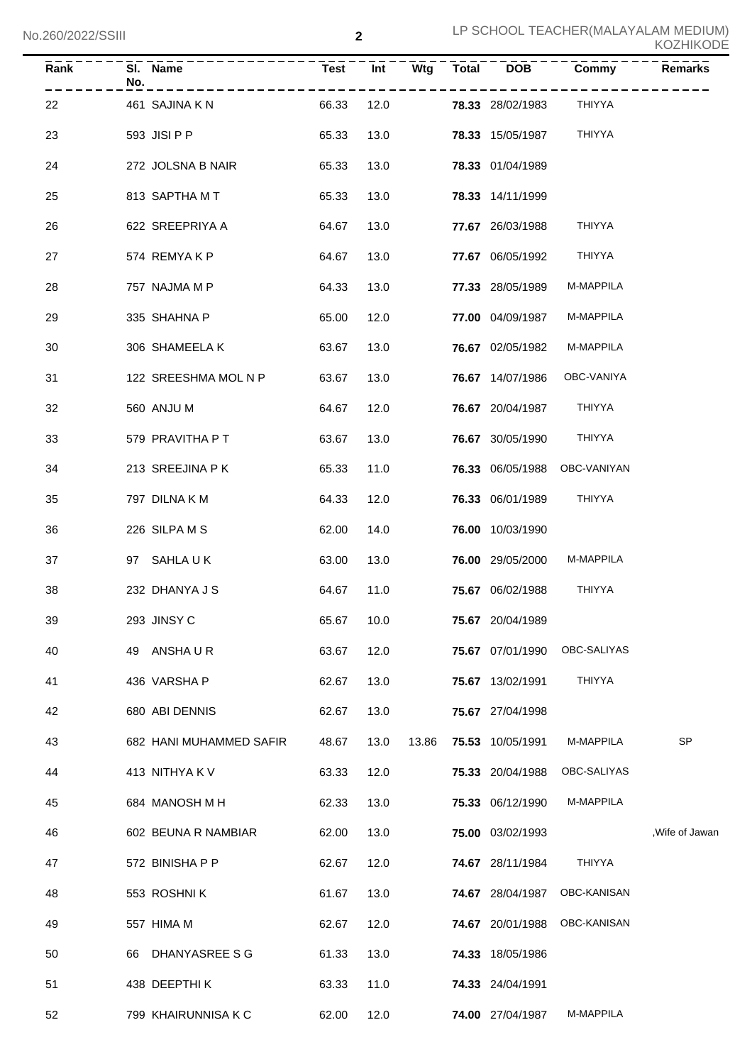| Rank | Sl. No. | Name | Test | Int | Wtg | Total | DOB | Commy | Remarks |
|---|---|---|---|---|---|---|---|---|---|
| 22 | 461 | SAJINA K N | 66.33 | 12.0 | | **78.33** | 28/02/1983 | THIYYA | |
| 23 | 593 | JISI P P | 65.33 | 13.0 | | **78.33** | 15/05/1987 | THIYYA | |
| 24 | 272 | JOLSNA B NAIR | 65.33 | 13.0 | | **78.33** | 01/04/1989 | | |
| 25 | 813 | SAPTHA M T | 65.33 | 13.0 | | **78.33** | 14/11/1999 | | |
| 26 | 622 | SREEPRIYA A | 64.67 | 13.0 | | **77.67** | 26/03/1988 | THIYYA | |
| 27 | 574 | REMYA K P | 64.67 | 13.0 | | **77.67** | 06/05/1992 | THIYYA | |
| 28 | 757 | NAJMA M P | 64.33 | 13.0 | | **77.33** | 28/05/1989 | M-MAPPILA | |
| 29 | 335 | SHAHNA P | 65.00 | 12.0 | | **77.00** | 04/09/1987 | M-MAPPILA | |
| 30 | 306 | SHAMEELA K | 63.67 | 13.0 | | **76.67** | 02/05/1982 | M-MAPPILA | |
| 31 | 122 | SREESHMA MOL N P | 63.67 | 13.0 | | **76.67** | 14/07/1986 | OBC-VANIYA | |
| 32 | 560 | ANJU M | 64.67 | 12.0 | | **76.67** | 20/04/1987 | THIYYA | |
| 33 | 579 | PRAVITHA P T | 63.67 | 13.0 | | **76.67** | 30/05/1990 | THIYYA | |
| 34 | 213 | SREEJINA P K | 65.33 | 11.0 | | **76.33** | 06/05/1988 | OBC-VANIYAN | |
| 35 | 797 | DILNA K M | 64.33 | 12.0 | | **76.33** | 06/01/1989 | THIYYA | |
| 36 | 226 | SILPA M S | 62.00 | 14.0 | | **76.00** | 10/03/1990 | | |
| 37 | 97 | SAHLA U K | 63.00 | 13.0 | | **76.00** | 29/05/2000 | M-MAPPILA | |
| 38 | 232 | DHANYA J S | 64.67 | 11.0 | | **75.67** | 06/02/1988 | THIYYA | |
| 39 | 293 | JINSY C | 65.67 | 10.0 | | **75.67** | 20/04/1989 | | |
| 40 | 49 | ANSHA U R | 63.67 | 12.0 | | **75.67** | 07/01/1990 | OBC-SALIYAS | |
| 41 | 436 | VARSHA P | 62.67 | 13.0 | | **75.67** | 13/02/1991 | THIYYA | |
| 42 | 680 | ABI DENNIS | 62.67 | 13.0 | | **75.67** | 27/04/1998 | | |
| 43 | 682 | HANI MUHAMMED SAFIR | 48.67 | 13.0 | 13.86 | **75.53** | 10/05/1991 | M-MAPPILA | SP |
| 44 | 413 | NITHYA K V | 63.33 | 12.0 | | **75.33** | 20/04/1988 | OBC-SALIYAS | |
| 45 | 684 | MANOSH M H | 62.33 | 13.0 | | **75.33** | 06/12/1990 | M-MAPPILA | |
| 46 | 602 | BEUNA R NAMBIAR | 62.00 | 13.0 | | **75.00** | 03/02/1993 | | ,Wife of Jawan |
| 47 | 572 | BINISHA P P | 62.67 | 12.0 | | **74.67** | 28/11/1984 | THIYYA | |
| 48 | 553 | ROSHNI K | 61.67 | 13.0 | | **74.67** | 28/04/1987 | OBC-KANISAN | |
| 49 | 557 | HIMA M | 62.67 | 12.0 | | **74.67** | 20/01/1988 | OBC-KANISAN | |
| 50 | 66 | DHANYASREE S G | 61.33 | 13.0 | | **74.33** | 18/05/1986 | | |
| 51 | 438 | DEEPTHI K | 63.33 | 11.0 | | **74.33** | 24/04/1991 | | |
| 52 | 799 | KHAIRUNNISA K C | 62.00 | 12.0 | | **74.00** | 27/04/1987 | M-MAPPILA | |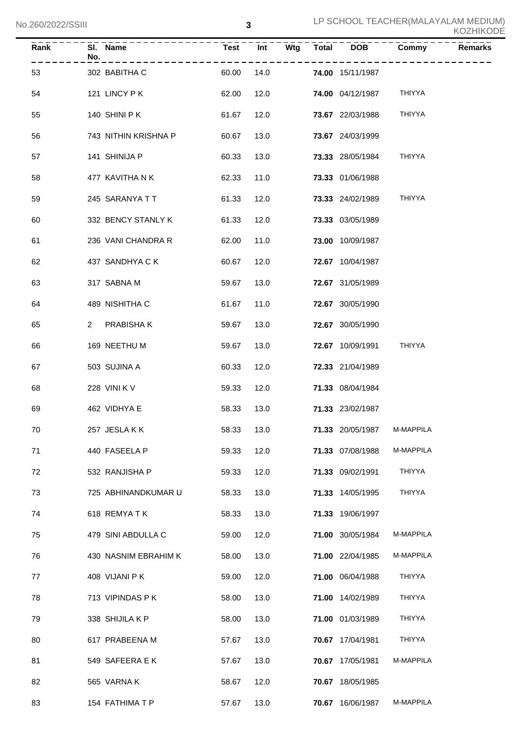| Rank | Sl. No. | Name | Test | Int | Wtg | Total | DOB | Commy | Remarks |
|---|---|---|---|---|---|---|---|---|---|
| 53 | 302 | BABITHA C | 60.00 | 14.0 | | **74.00** | 15/11/1987 | | |
| 54 | 121 | LINCY P K | 62.00 | 12.0 | | **74.00** | 04/12/1987 | THIYYA | |
| 55 | 140 | SHINI P K | 61.67 | 12.0 | | **73.67** | 22/03/1988 | THIYYA | |
| 56 | 743 | NITHIN KRISHNA P | 60.67 | 13.0 | | **73.67** | 24/03/1999 | | |
| 57 | 141 | SHINIJA P | 60.33 | 13.0 | | **73.33** | 28/05/1984 | THIYYA | |
| 58 | 477 | KAVITHA N K | 62.33 | 11.0 | | **73.33** | 01/06/1988 | | |
| 59 | 245 | SARANYA T T | 61.33 | 12.0 | | **73.33** | 24/02/1989 | THIYYA | |
| 60 | 332 | BENCY STANLY K | 61.33 | 12.0 | | **73.33** | 03/05/1989 | | |
| 61 | 236 | VANI CHANDRA R | 62.00 | 11.0 | | **73.00** | 10/09/1987 | | |
| 62 | 437 | SANDHYA C K | 60.67 | 12.0 | | **72.67** | 10/04/1987 | | |
| 63 | 317 | SABNA M | 59.67 | 13.0 | | **72.67** | 31/05/1989 | | |
| 64 | 489 | NISHITHA C | 61.67 | 11.0 | | **72.67** | 30/05/1990 | | |
| 65 | 2 | PRABISHA K | 59.67 | 13.0 | | **72.67** | 30/05/1990 | | |
| 66 | 169 | NEETHU M | 59.67 | 13.0 | | **72.67** | 10/09/1991 | THIYYA | |
| 67 | 503 | SUJINA A | 60.33 | 12.0 | | **72.33** | 21/04/1989 | | |
| 68 | 228 | VINI K V | 59.33 | 12.0 | | **71.33** | 08/04/1984 | | |
| 69 | 462 | VIDHYA E | 58.33 | 13.0 | | **71.33** | 23/02/1987 | | |
| 70 | 257 | JESLA K K | 58.33 | 13.0 | | **71.33** | 20/05/1987 | M-MAPPILA | |
| 71 | 440 | FASEELA P | 59.33 | 12.0 | | **71.33** | 07/08/1988 | M-MAPPILA | |
| 72 | 532 | RANJISHA P | 59.33 | 12.0 | | **71.33** | 09/02/1991 | THIYYA | |
| 73 | 725 | ABHINANDKUMAR U | 58.33 | 13.0 | | **71.33** | 14/05/1995 | THIYYA | |
| 74 | 618 | REMYA T K | 58.33 | 13.0 | | **71.33** | 19/06/1997 | | |
| 75 | 479 | SINI ABDULLA C | 59.00 | 12.0 | | **71.00** | 30/05/1984 | M-MAPPILA | |
| 76 | 430 | NASNIM EBRAHIM K | 58.00 | 13.0 | | **71.00** | 22/04/1985 | M-MAPPILA | |
| 77 | 408 | VIJANI P K | 59.00 | 12.0 | | **71.00** | 06/04/1988 | THIYYA | |
| 78 | 713 | VIPINDAS P K | 58.00 | 13.0 | | **71.00** | 14/02/1989 | THIYYA | |
| 79 | 338 | SHIJILA K P | 58.00 | 13.0 | | **71.00** | 01/03/1989 | THIYYA | |
| 80 | 617 | PRABEENA M | 57.67 | 13.0 | | **70.67** | 17/04/1981 | THIYYA | |
| 81 | 549 | SAFEERA E K | 57.67 | 13.0 | | **70.67** | 17/05/1981 | M-MAPPILA | |
| 82 | 565 | VARNA K | 58.67 | 12.0 | | **70.67** | 18/05/1985 | | |
| 83 | 154 | FATHIMA T P | 57.67 | 13.0 | | **70.67** | 16/06/1987 | M-MAPPILA | |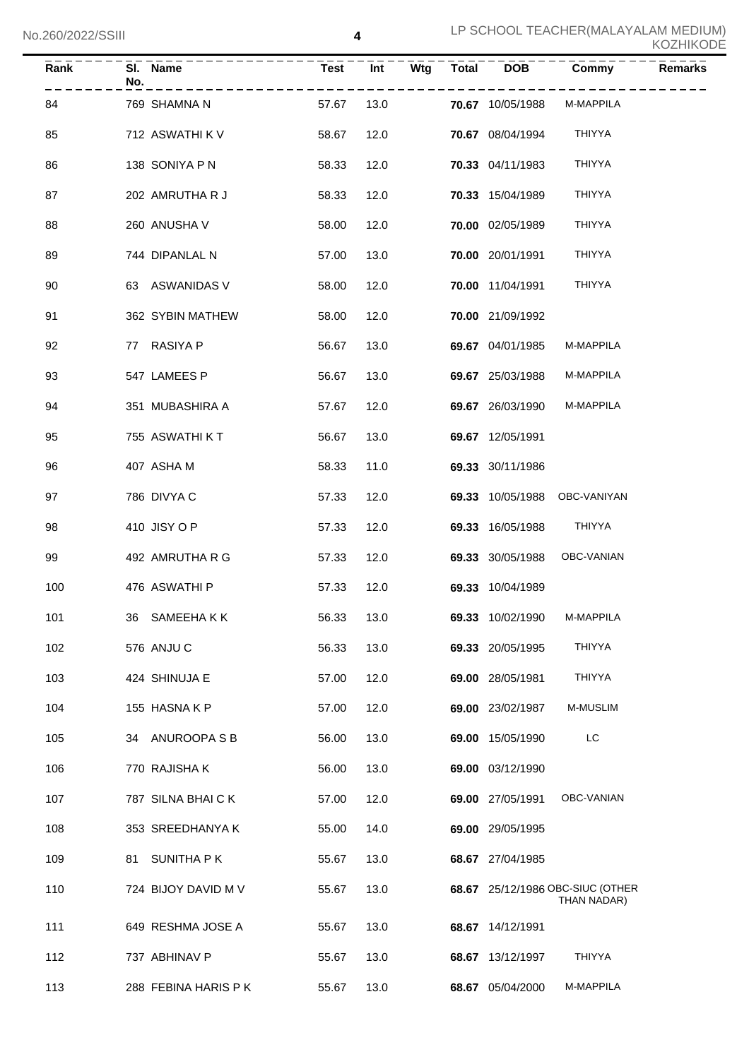| Rank | Sl. No. | Name | Test | Int | Wtg | Total | DOB | Commy | Remarks |
|---|---|---|---|---|---|---|---|---|---|
| 84 | 769 | SHAMNA N | 57.67 | 13.0 | | **70.67** | 10/05/1988 | M-MAPPILA | |
| 85 | 712 | ASWATHI K V | 58.67 | 12.0 | | **70.67** | 08/04/1994 | THIYYA | |
| 86 | 138 | SONIYA P N | 58.33 | 12.0 | | **70.33** | 04/11/1983 | THIYYA | |
| 87 | 202 | AMRUTHA R J | 58.33 | 12.0 | | **70.33** | 15/04/1989 | THIYYA | |
| 88 | 260 | ANUSHA V | 58.00 | 12.0 | | **70.00** | 02/05/1989 | THIYYA | |
| 89 | 744 | DIPANLAL N | 57.00 | 13.0 | | **70.00** | 20/01/1991 | THIYYA | |
| 90 | 63 | ASWANIDAS V | 58.00 | 12.0 | | **70.00** | 11/04/1991 | THIYYA | |
| 91 | 362 | SYBIN MATHEW | 58.00 | 12.0 | | **70.00** | 21/09/1992 | | |
| 92 | 77 | RASIYA P | 56.67 | 13.0 | | **69.67** | 04/01/1985 | M-MAPPILA | |
| 93 | 547 | LAMEES P | 56.67 | 13.0 | | **69.67** | 25/03/1988 | M-MAPPILA | |
| 94 | 351 | MUBASHIRA A | 57.67 | 12.0 | | **69.67** | 26/03/1990 | M-MAPPILA | |
| 95 | 755 | ASWATHI K T | 56.67 | 13.0 | | **69.67** | 12/05/1991 | | |
| 96 | 407 | ASHA M | 58.33 | 11.0 | | **69.33** | 30/11/1986 | | |
| 97 | 786 | DIVYA C | 57.33 | 12.0 | | **69.33** | 10/05/1988 | OBC-VANIYAN | |
| 98 | 410 | JISY O P | 57.33 | 12.0 | | **69.33** | 16/05/1988 | THIYYA | |
| 99 | 492 | AMRUTHA R G | 57.33 | 12.0 | | **69.33** | 30/05/1988 | OBC-VANIAN | |
| 100 | 476 | ASWATHI P | 57.33 | 12.0 | | **69.33** | 10/04/1989 | | |
| 101 | 36 | SAMEEHA K K | 56.33 | 13.0 | | **69.33** | 10/02/1990 | M-MAPPILA | |
| 102 | 576 | ANJU C | 56.33 | 13.0 | | **69.33** | 20/05/1995 | THIYYA | |
| 103 | 424 | SHINUJA E | 57.00 | 12.0 | | **69.00** | 28/05/1981 | THIYYA | |
| 104 | 155 | HASNA K P | 57.00 | 12.0 | | **69.00** | 23/02/1987 | M-MUSLIM | |
| 105 | 34 | ANUROOPA S B | 56.00 | 13.0 | | **69.00** | 15/05/1990 | LC | |
| 106 | 770 | RAJISHA K | 56.00 | 13.0 | | **69.00** | 03/12/1990 | | |
| 107 | 787 | SILNA BHAI C K | 57.00 | 12.0 | | **69.00** | 27/05/1991 | OBC-VANIAN | |
| 108 | 353 | SREEDHANYA K | 55.00 | 14.0 | | **69.00** | 29/05/1995 | | |
| 109 | 81 | SUNITHA P K | 55.67 | 13.0 | | **68.67** | 27/04/1985 | | |
| 110 | 724 | BIJOY DAVID M V | 55.67 | 13.0 | | **68.67** | 25/12/1986 | OBC-SIUC (OTHER THAN NADAR) | |
| 111 | 649 | RESHMA JOSE A | 55.67 | 13.0 | | **68.67** | 14/12/1991 | | |
| 112 | 737 | ABHINAV P | 55.67 | 13.0 | | **68.67** | 13/12/1997 | THIYYA | |
| 113 | 288 | FEBINA HARIS P K | 55.67 | 13.0 | | **68.67** | 05/04/2000 | M-MAPPILA | |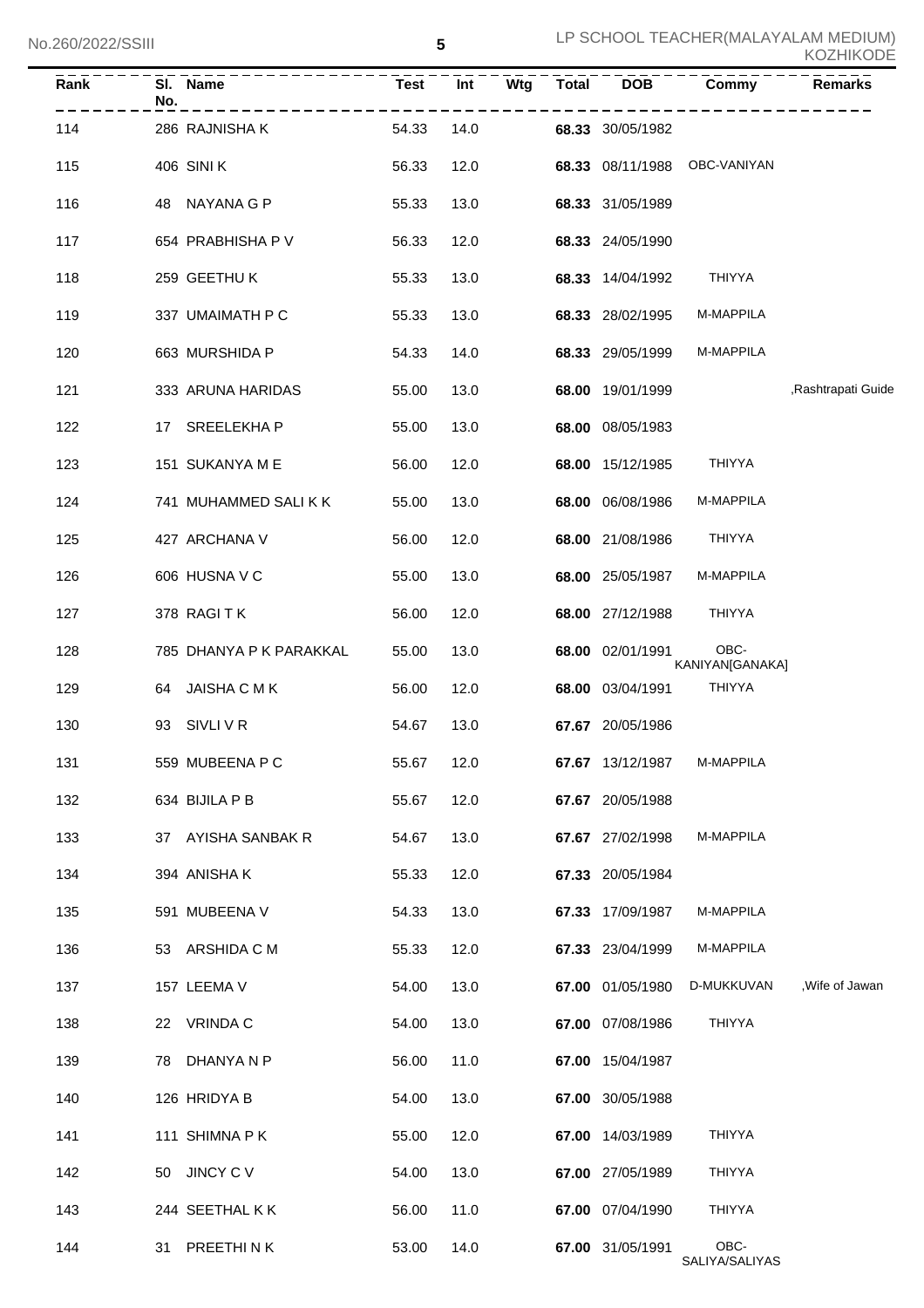| Rank | Sl. No. | Name | Test | Int | Wtg | Total | DOB | Commy | Remarks |
|---|---|---|---|---|---|---|---|---|---|
| 114 | 286 | RAJNISHA K | 54.33 | 14.0 | | **68.33** | 30/05/1982 | | |
| 115 | 406 | SINI K | 56.33 | 12.0 | | **68.33** | 08/11/1988 | OBC-VANIYAN | |
| 116 | 48 | NAYANA G P | 55.33 | 13.0 | | **68.33** | 31/05/1989 | | |
| 117 | 654 | PRABHISHA P V | 56.33 | 12.0 | | **68.33** | 24/05/1990 | | |
| 118 | 259 | GEETHU K | 55.33 | 13.0 | | **68.33** | 14/04/1992 | THIYYA | |
| 119 | 337 | UMAIMATH P C | 55.33 | 13.0 | | **68.33** | 28/02/1995 | M-MAPPILA | |
| 120 | 663 | MURSHIDA P | 54.33 | 14.0 | | **68.33** | 29/05/1999 | M-MAPPILA | |
| 121 | 333 | ARUNA HARIDAS | 55.00 | 13.0 | | **68.00** | 19/01/1999 | | ,Rashtrapati Guide |
| 122 | 17 | SREELEKHA P | 55.00 | 13.0 | | **68.00** | 08/05/1983 | | |
| 123 | 151 | SUKANYA M E | 56.00 | 12.0 | | **68.00** | 15/12/1985 | THIYYA | |
| 124 | 741 | MUHAMMED SALI K K | 55.00 | 13.0 | | **68.00** | 06/08/1986 | M-MAPPILA | |
| 125 | 427 | ARCHANA V | 56.00 | 12.0 | | **68.00** | 21/08/1986 | THIYYA | |
| 126 | 606 | HUSNA V C | 55.00 | 13.0 | | **68.00** | 25/05/1987 | M-MAPPILA | |
| 127 | 378 | RAGI T K | 56.00 | 12.0 | | **68.00** | 27/12/1988 | THIYYA | |
| 128 | 785 | DHANYA P K PARAKKAL | 55.00 | 13.0 | | **68.00** | 02/01/1991 | OBC-KANIYAN[GANAKA] | |
| 129 | 64 | JAISHA C M K | 56.00 | 12.0 | | **68.00** | 03/04/1991 | THIYYA | |
| 130 | 93 | SIVLI V R | 54.67 | 13.0 | | **67.67** | 20/05/1986 | | |
| 131 | 559 | MUBEENA P C | 55.67 | 12.0 | | **67.67** | 13/12/1987 | M-MAPPILA | |
| 132 | 634 | BIJILA P B | 55.67 | 12.0 | | **67.67** | 20/05/1988 | | |
| 133 | 37 | AYISHA SANBAK R | 54.67 | 13.0 | | **67.67** | 27/02/1998 | M-MAPPILA | |
| 134 | 394 | ANISHA K | 55.33 | 12.0 | | **67.33** | 20/05/1984 | | |
| 135 | 591 | MUBEENA V | 54.33 | 13.0 | | **67.33** | 17/09/1987 | M-MAPPILA | |
| 136 | 53 | ARSHIDA C M | 55.33 | 12.0 | | **67.33** | 23/04/1999 | M-MAPPILA | |
| 137 | 157 | LEEMA V | 54.00 | 13.0 | | **67.00** | 01/05/1980 | D-MUKKUVAN | ,Wife of Jawan |
| 138 | 22 | VRINDA C | 54.00 | 13.0 | | **67.00** | 07/08/1986 | THIYYA | |
| 139 | 78 | DHANYA N P | 56.00 | 11.0 | | **67.00** | 15/04/1987 | | |
| 140 | 126 | HRIDYA B | 54.00 | 13.0 | | **67.00** | 30/05/1988 | | |
| 141 | 111 | SHIMNA P K | 55.00 | 12.0 | | **67.00** | 14/03/1989 | THIYYA | |
| 142 | 50 | JINCY C V | 54.00 | 13.0 | | **67.00** | 27/05/1989 | THIYYA | |
| 143 | 244 | SEETHAL K K | 56.00 | 11.0 | | **67.00** | 07/04/1990 | THIYYA | |
| 144 | 31 | PREETHI N K | 53.00 | 14.0 | | **67.00** | 31/05/1991 | OBC-SALIYA/SALIYAS | |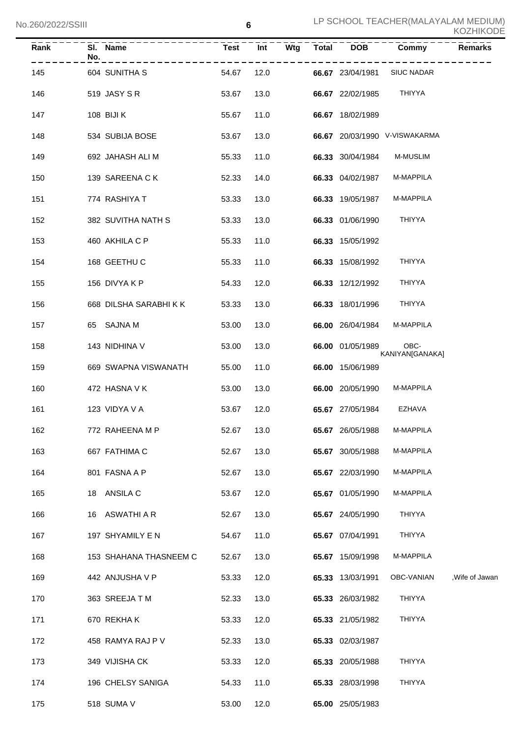| Rank | Sl. No. | Name | Test | Int | Wtg | Total | DOB | Commy | Remarks |
|---|---|---|---|---|---|---|---|---|---|
| 145 | 604 | SUNITHA S | 54.67 | 12.0 | | **66.67** | 23/04/1981 | SIUC NADAR | |
| 146 | 519 | JASY S R | 53.67 | 13.0 | | **66.67** | 22/02/1985 | THIYYA | |
| 147 | 108 | BIJI K | 55.67 | 11.0 | | **66.67** | 18/02/1989 | | |
| 148 | 534 | SUBIJA BOSE | 53.67 | 13.0 | | **66.67** | 20/03/1990 | V-VISWAKARMA | |
| 149 | 692 | JAHASH ALI M | 55.33 | 11.0 | | **66.33** | 30/04/1984 | M-MUSLIM | |
| 150 | 139 | SAREENA C K | 52.33 | 14.0 | | **66.33** | 04/02/1987 | M-MAPPILA | |
| 151 | 774 | RASHIYA T | 53.33 | 13.0 | | **66.33** | 19/05/1987 | M-MAPPILA | |
| 152 | 382 | SUVITHA NATH S | 53.33 | 13.0 | | **66.33** | 01/06/1990 | THIYYA | |
| 153 | 460 | AKHILA C P | 55.33 | 11.0 | | **66.33** | 15/05/1992 | | |
| 154 | 168 | GEETHU C | 55.33 | 11.0 | | **66.33** | 15/08/1992 | THIYYA | |
| 155 | 156 | DIVYA K P | 54.33 | 12.0 | | **66.33** | 12/12/1992 | THIYYA | |
| 156 | 668 | DILSHA SARABHI K K | 53.33 | 13.0 | | **66.33** | 18/01/1996 | THIYYA | |
| 157 | 65 | SAJNA M | 53.00 | 13.0 | | **66.00** | 26/04/1984 | M-MAPPILA | |
| 158 | 143 | NIDHINA V | 53.00 | 13.0 | | **66.00** | 01/05/1989 | OBC-KANIYAN[GANAKA] | |
| 159 | 669 | SWAPNA VISWANATH | 55.00 | 11.0 | | **66.00** | 15/06/1989 | | |
| 160 | 472 | HASNA V K | 53.00 | 13.0 | | **66.00** | 20/05/1990 | M-MAPPILA | |
| 161 | 123 | VIDYA V A | 53.67 | 12.0 | | **65.67** | 27/05/1984 | EZHAVA | |
| 162 | 772 | RAHEENA M P | 52.67 | 13.0 | | **65.67** | 26/05/1988 | M-MAPPILA | |
| 163 | 667 | FATHIMA C | 52.67 | 13.0 | | **65.67** | 30/05/1988 | M-MAPPILA | |
| 164 | 801 | FASNA A P | 52.67 | 13.0 | | **65.67** | 22/03/1990 | M-MAPPILA | |
| 165 | 18 | ANSILA C | 53.67 | 12.0 | | **65.67** | 01/05/1990 | M-MAPPILA | |
| 166 | 16 | ASWATHI A R | 52.67 | 13.0 | | **65.67** | 24/05/1990 | THIYYA | |
| 167 | 197 | SHYAMILY E N | 54.67 | 11.0 | | **65.67** | 07/04/1991 | THIYYA | |
| 168 | 153 | SHAHANA THASNEEM C | 52.67 | 13.0 | | **65.67** | 15/09/1998 | M-MAPPILA | |
| 169 | 442 | ANJUSHA V P | 53.33 | 12.0 | | **65.33** | 13/03/1991 | OBC-VANIAN | ,Wife of Jawan |
| 170 | 363 | SREEJA T M | 52.33 | 13.0 | | **65.33** | 26/03/1982 | THIYYA | |
| 171 | 670 | REKHA K | 53.33 | 12.0 | | **65.33** | 21/05/1982 | THIYYA | |
| 172 | 458 | RAMYA RAJ P V | 52.33 | 13.0 | | **65.33** | 02/03/1987 | | |
| 173 | 349 | VIJISHA CK | 53.33 | 12.0 | | **65.33** | 20/05/1988 | THIYYA | |
| 174 | 196 | CHELSY SANIGA | 54.33 | 11.0 | | **65.33** | 28/03/1998 | THIYYA | |
| 175 | 518 | SUMA V | 53.00 | 12.0 | | **65.00** | 25/05/1983 | | |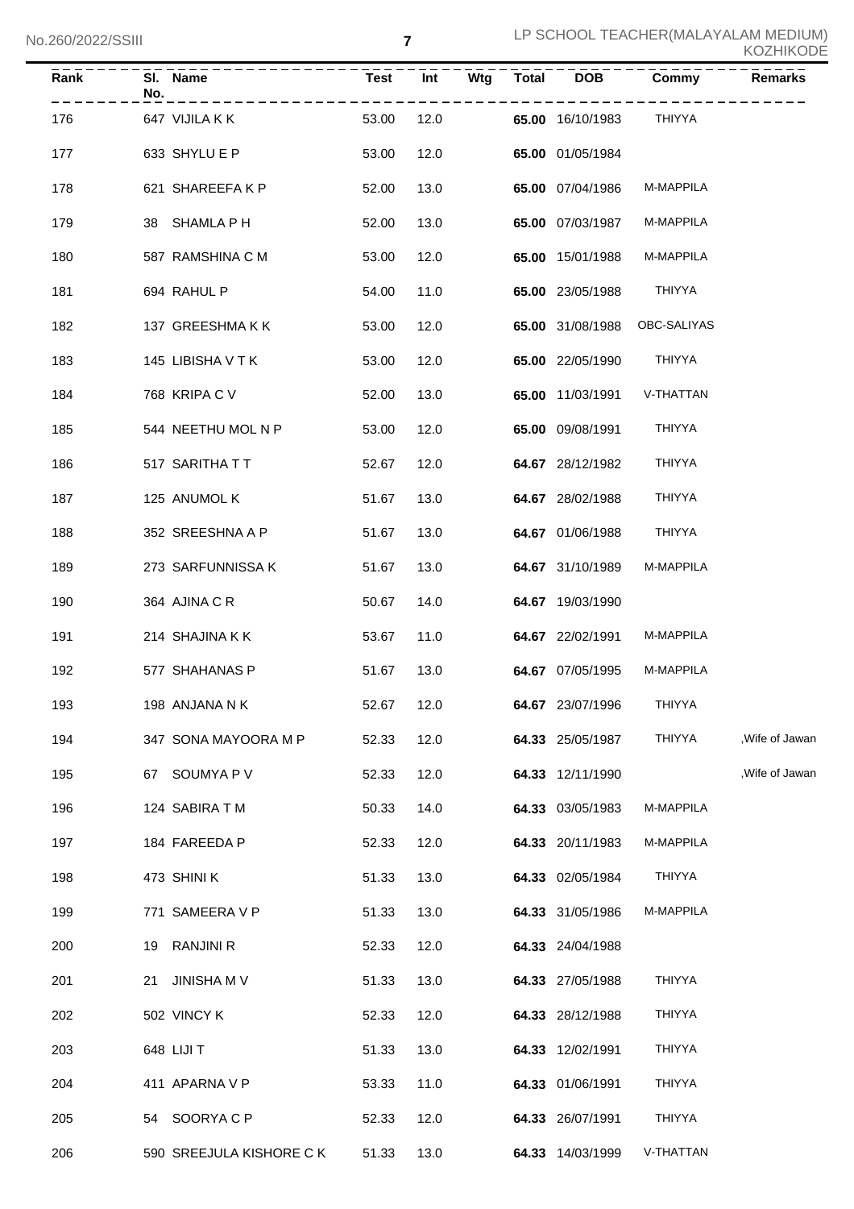| Rank | Sl. No. | Name | Test | Int | Wtg | Total | DOB | Commy | Remarks |
|---|---|---|---|---|---|---|---|---|---|
| 176 | 647 | VIJILA K K | 53.00 | 12.0 | | **65.00** | 16/10/1983 | THIYYA | |
| 177 | 633 | SHYLU E P | 53.00 | 12.0 | | **65.00** | 01/05/1984 | | |
| 178 | 621 | SHAREEFA K P | 52.00 | 13.0 | | **65.00** | 07/04/1986 | M-MAPPILA | |
| 179 | 38 | SHAMLA P H | 52.00 | 13.0 | | **65.00** | 07/03/1987 | M-MAPPILA | |
| 180 | 587 | RAMSHINA C M | 53.00 | 12.0 | | **65.00** | 15/01/1988 | M-MAPPILA | |
| 181 | 694 | RAHUL P | 54.00 | 11.0 | | **65.00** | 23/05/1988 | THIYYA | |
| 182 | 137 | GREESHMA K K | 53.00 | 12.0 | | **65.00** | 31/08/1988 | OBC-SALIYAS | |
| 183 | 145 | LIBISHA V T K | 53.00 | 12.0 | | **65.00** | 22/05/1990 | THIYYA | |
| 184 | 768 | KRIPA C V | 52.00 | 13.0 | | **65.00** | 11/03/1991 | V-THATTAN | |
| 185 | 544 | NEETHU MOL N P | 53.00 | 12.0 | | **65.00** | 09/08/1991 | THIYYA | |
| 186 | 517 | SARITHA T T | 52.67 | 12.0 | | **64.67** | 28/12/1982 | THIYYA | |
| 187 | 125 | ANUMOL K | 51.67 | 13.0 | | **64.67** | 28/02/1988 | THIYYA | |
| 188 | 352 | SREESHNA A P | 51.67 | 13.0 | | **64.67** | 01/06/1988 | THIYYA | |
| 189 | 273 | SARFUNNISSA K | 51.67 | 13.0 | | **64.67** | 31/10/1989 | M-MAPPILA | |
| 190 | 364 | AJINA C R | 50.67 | 14.0 | | **64.67** | 19/03/1990 | | |
| 191 | 214 | SHAJINA K K | 53.67 | 11.0 | | **64.67** | 22/02/1991 | M-MAPPILA | |
| 192 | 577 | SHAHANAS P | 51.67 | 13.0 | | **64.67** | 07/05/1995 | M-MAPPILA | |
| 193 | 198 | ANJANA N K | 52.67 | 12.0 | | **64.67** | 23/07/1996 | THIYYA | |
| 194 | 347 | SONA MAYOORA M P | 52.33 | 12.0 | | **64.33** | 25/05/1987 | THIYYA | ,Wife of Jawan |
| 195 | 67 | SOUMYA P V | 52.33 | 12.0 | | **64.33** | 12/11/1990 | | ,Wife of Jawan |
| 196 | 124 | SABIRA T M | 50.33 | 14.0 | | **64.33** | 03/05/1983 | M-MAPPILA | |
| 197 | 184 | FAREEDA P | 52.33 | 12.0 | | **64.33** | 20/11/1983 | M-MAPPILA | |
| 198 | 473 | SHINI K | 51.33 | 13.0 | | **64.33** | 02/05/1984 | THIYYA | |
| 199 | 771 | SAMEERA V P | 51.33 | 13.0 | | **64.33** | 31/05/1986 | M-MAPPILA | |
| 200 | 19 | RANJINI R | 52.33 | 12.0 | | **64.33** | 24/04/1988 | | |
| 201 | 21 | JINISHA M V | 51.33 | 13.0 | | **64.33** | 27/05/1988 | THIYYA | |
| 202 | 502 | VINCY K | 52.33 | 12.0 | | **64.33** | 28/12/1988 | THIYYA | |
| 203 | 648 | LIJI T | 51.33 | 13.0 | | **64.33** | 12/02/1991 | THIYYA | |
| 204 | 411 | APARNA V P | 53.33 | 11.0 | | **64.33** | 01/06/1991 | THIYYA | |
| 205 | 54 | SOORYA C P | 52.33 | 12.0 | | **64.33** | 26/07/1991 | THIYYA | |
| 206 | 590 | SREEJULA KISHORE C K | 51.33 | 13.0 | | **64.33** | 14/03/1999 | V-THATTAN | |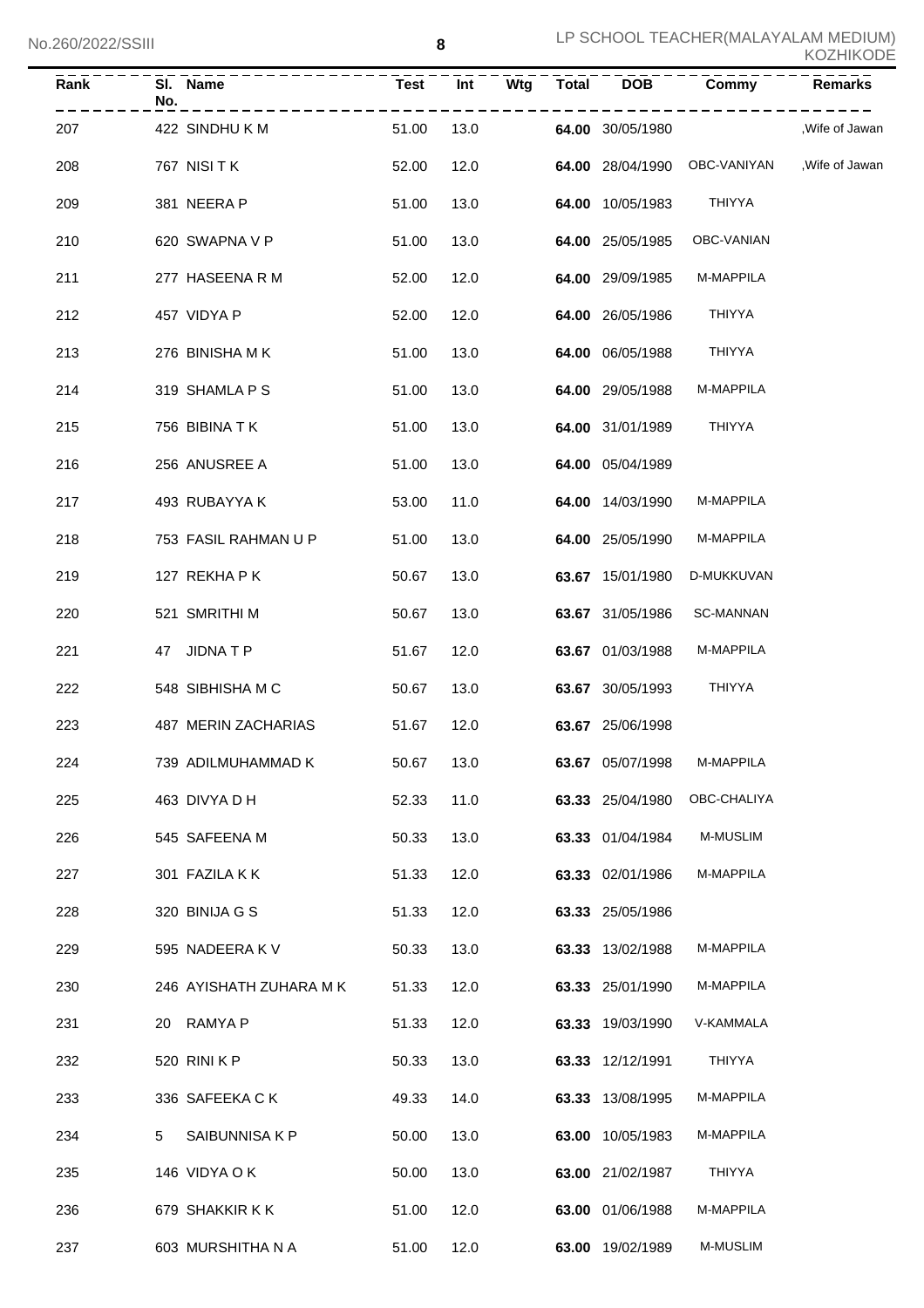| Rank | Sl. No. | Name | Test | Int | Wtg | Total | DOB | Commy | Remarks |
|---|---|---|---|---|---|---|---|---|---|
| 207 | 422 | SINDHU K M | 51.00 | 13.0 | | **64.00** | 30/05/1980 | | ,Wife of Jawan |
| 208 | 767 | NISI T K | 52.00 | 12.0 | | **64.00** | 28/04/1990 | OBC-VANIYAN | ,Wife of Jawan |
| 209 | 381 | NEERA P | 51.00 | 13.0 | | **64.00** | 10/05/1983 | THIYYA | |
| 210 | 620 | SWAPNA V P | 51.00 | 13.0 | | **64.00** | 25/05/1985 | OBC-VANIAN | |
| 211 | 277 | HASEENA R M | 52.00 | 12.0 | | **64.00** | 29/09/1985 | M-MAPPILA | |
| 212 | 457 | VIDYA P | 52.00 | 12.0 | | **64.00** | 26/05/1986 | THIYYA | |
| 213 | 276 | BINISHA M K | 51.00 | 13.0 | | **64.00** | 06/05/1988 | THIYYA | |
| 214 | 319 | SHAMLA P S | 51.00 | 13.0 | | **64.00** | 29/05/1988 | M-MAPPILA | |
| 215 | 756 | BIBINA T K | 51.00 | 13.0 | | **64.00** | 31/01/1989 | THIYYA | |
| 216 | 256 | ANUSREE A | 51.00 | 13.0 | | **64.00** | 05/04/1989 | | |
| 217 | 493 | RUBAYYA K | 53.00 | 11.0 | | **64.00** | 14/03/1990 | M-MAPPILA | |
| 218 | 753 | FASIL RAHMAN U P | 51.00 | 13.0 | | **64.00** | 25/05/1990 | M-MAPPILA | |
| 219 | 127 | REKHA P K | 50.67 | 13.0 | | **63.67** | 15/01/1980 | D-MUKKUVAN | |
| 220 | 521 | SMRITHI M | 50.67 | 13.0 | | **63.67** | 31/05/1986 | SC-MANNAN | |
| 221 | 47 | JIDNA T P | 51.67 | 12.0 | | **63.67** | 01/03/1988 | M-MAPPILA | |
| 222 | 548 | SIBHISHA M C | 50.67 | 13.0 | | **63.67** | 30/05/1993 | THIYYA | |
| 223 | 487 | MERIN ZACHARIAS | 51.67 | 12.0 | | **63.67** | 25/06/1998 | | |
| 224 | 739 | ADILMUHAMMAD K | 50.67 | 13.0 | | **63.67** | 05/07/1998 | M-MAPPILA | |
| 225 | 463 | DIVYA D H | 52.33 | 11.0 | | **63.33** | 25/04/1980 | OBC-CHALIYA | |
| 226 | 545 | SAFEENA M | 50.33 | 13.0 | | **63.33** | 01/04/1984 | M-MUSLIM | |
| 227 | 301 | FAZILA K K | 51.33 | 12.0 | | **63.33** | 02/01/1986 | M-MAPPILA | |
| 228 | 320 | BINIJA G S | 51.33 | 12.0 | | **63.33** | 25/05/1986 | | |
| 229 | 595 | NADEERA K V | 50.33 | 13.0 | | **63.33** | 13/02/1988 | M-MAPPILA | |
| 230 | 246 | AYISHATH ZUHARA M K | 51.33 | 12.0 | | **63.33** | 25/01/1990 | M-MAPPILA | |
| 231 | 20 | RAMYA P | 51.33 | 12.0 | | **63.33** | 19/03/1990 | V-KAMMALA | |
| 232 | 520 | RINI K P | 50.33 | 13.0 | | **63.33** | 12/12/1991 | THIYYA | |
| 233 | 336 | SAFEEKA C K | 49.33 | 14.0 | | **63.33** | 13/08/1995 | M-MAPPILA | |
| 234 | 5 | SAIBUNNISA K P | 50.00 | 13.0 | | **63.00** | 10/05/1983 | M-MAPPILA | |
| 235 | 146 | VIDYA O K | 50.00 | 13.0 | | **63.00** | 21/02/1987 | THIYYA | |
| 236 | 679 | SHAKKIR K K | 51.00 | 12.0 | | **63.00** | 01/06/1988 | M-MAPPILA | |
| 237 | 603 | MURSHITHA N A | 51.00 | 12.0 | | **63.00** | 19/02/1989 | M-MUSLIM | |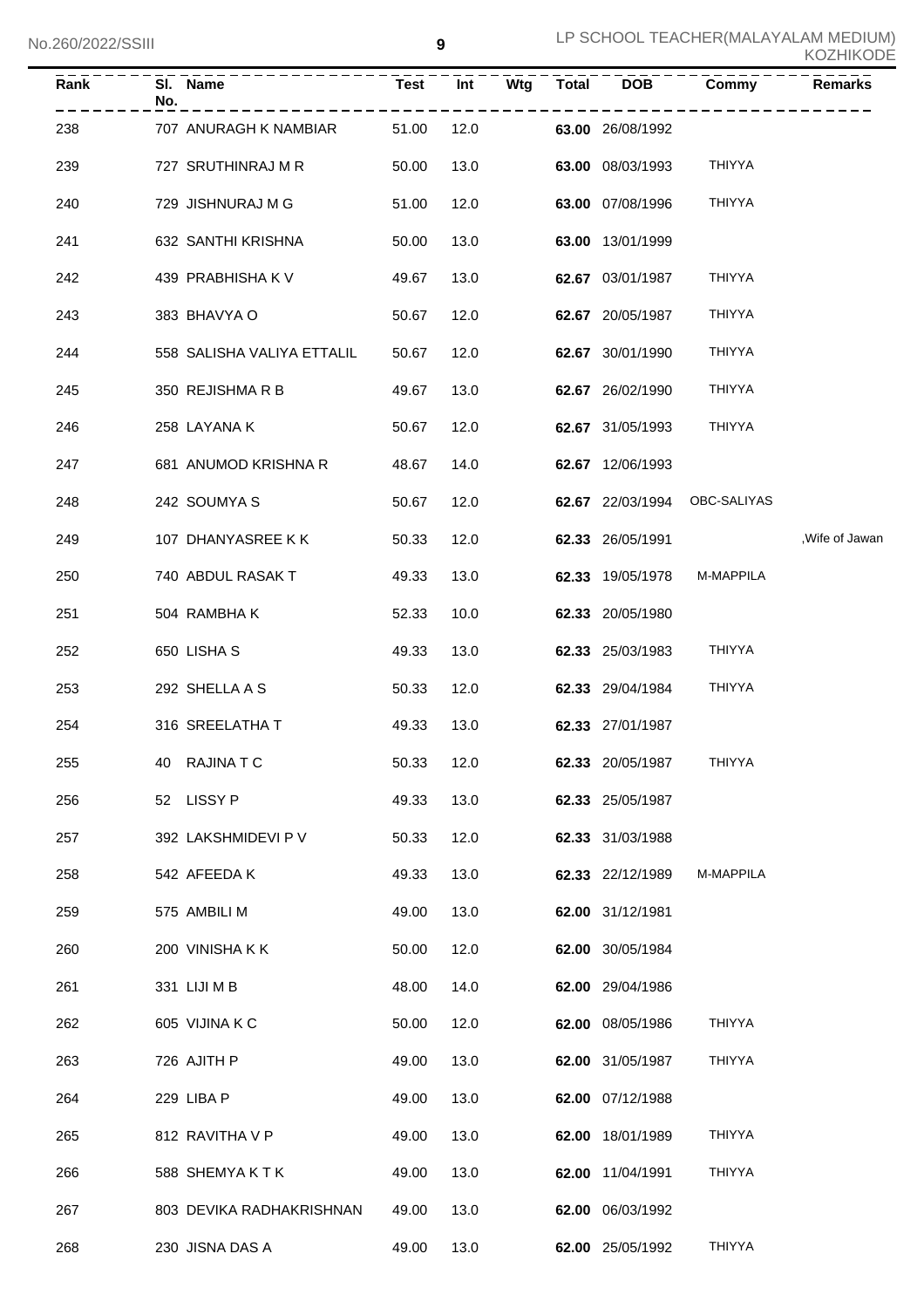| Rank | Sl. No. | Name | Test | Int | Wtg | Total | DOB | Commy | Remarks |
|---|---|---|---|---|---|---|---|---|---|
| 238 | 707 | ANURAGH K NAMBIAR | 51.00 | 12.0 | | **63.00** | 26/08/1992 | | |
| 239 | 727 | SRUTHINRAJ M R | 50.00 | 13.0 | | **63.00** | 08/03/1993 | THIYYA | |
| 240 | 729 | JISHNURAJ M G | 51.00 | 12.0 | | **63.00** | 07/08/1996 | THIYYA | |
| 241 | 632 | SANTHI KRISHNA | 50.00 | 13.0 | | **63.00** | 13/01/1999 | | |
| 242 | 439 | PRABHISHA K V | 49.67 | 13.0 | | **62.67** | 03/01/1987 | THIYYA | |
| 243 | 383 | BHAVYA O | 50.67 | 12.0 | | **62.67** | 20/05/1987 | THIYYA | |
| 244 | 558 | SALISHA VALIYA ETTALIL | 50.67 | 12.0 | | **62.67** | 30/01/1990 | THIYYA | |
| 245 | 350 | REJISHMA R B | 49.67 | 13.0 | | **62.67** | 26/02/1990 | THIYYA | |
| 246 | 258 | LAYANA K | 50.67 | 12.0 | | **62.67** | 31/05/1993 | THIYYA | |
| 247 | 681 | ANUMOD KRISHNA R | 48.67 | 14.0 | | **62.67** | 12/06/1993 | | |
| 248 | 242 | SOUMYA S | 50.67 | 12.0 | | **62.67** | 22/03/1994 | OBC-SALIYAS | |
| 249 | 107 | DHANYASREE K K | 50.33 | 12.0 | | **62.33** | 26/05/1991 | | ,Wife of Jawan |
| 250 | 740 | ABDUL RASAK T | 49.33 | 13.0 | | **62.33** | 19/05/1978 | M-MAPPILA | |
| 251 | 504 | RAMBHA K | 52.33 | 10.0 | | **62.33** | 20/05/1980 | | |
| 252 | 650 | LISHA S | 49.33 | 13.0 | | **62.33** | 25/03/1983 | THIYYA | |
| 253 | 292 | SHELLA A S | 50.33 | 12.0 | | **62.33** | 29/04/1984 | THIYYA | |
| 254 | 316 | SREELATHA T | 49.33 | 13.0 | | **62.33** | 27/01/1987 | | |
| 255 | 40 | RAJINA T C | 50.33 | 12.0 | | **62.33** | 20/05/1987 | THIYYA | |
| 256 | 52 | LISSY P | 49.33 | 13.0 | | **62.33** | 25/05/1987 | | |
| 257 | 392 | LAKSHMIDEVI P V | 50.33 | 12.0 | | **62.33** | 31/03/1988 | | |
| 258 | 542 | AFEEDA K | 49.33 | 13.0 | | **62.33** | 22/12/1989 | M-MAPPILA | |
| 259 | 575 | AMBILI M | 49.00 | 13.0 | | **62.00** | 31/12/1981 | | |
| 260 | 200 | VINISHA K K | 50.00 | 12.0 | | **62.00** | 30/05/1984 | | |
| 261 | 331 | LIJI M B | 48.00 | 14.0 | | **62.00** | 29/04/1986 | | |
| 262 | 605 | VIJINA K C | 50.00 | 12.0 | | **62.00** | 08/05/1986 | THIYYA | |
| 263 | 726 | AJITH P | 49.00 | 13.0 | | **62.00** | 31/05/1987 | THIYYA | |
| 264 | 229 | LIBA P | 49.00 | 13.0 | | **62.00** | 07/12/1988 | | |
| 265 | 812 | RAVITHA V P | 49.00 | 13.0 | | **62.00** | 18/01/1989 | THIYYA | |
| 266 | 588 | SHEMYA K T K | 49.00 | 13.0 | | **62.00** | 11/04/1991 | THIYYA | |
| 267 | 803 | DEVIKA RADHAKRISHNAN | 49.00 | 13.0 | | **62.00** | 06/03/1992 | | |
| 268 | 230 | JISNA DAS A | 49.00 | 13.0 | | **62.00** | 25/05/1992 | THIYYA | |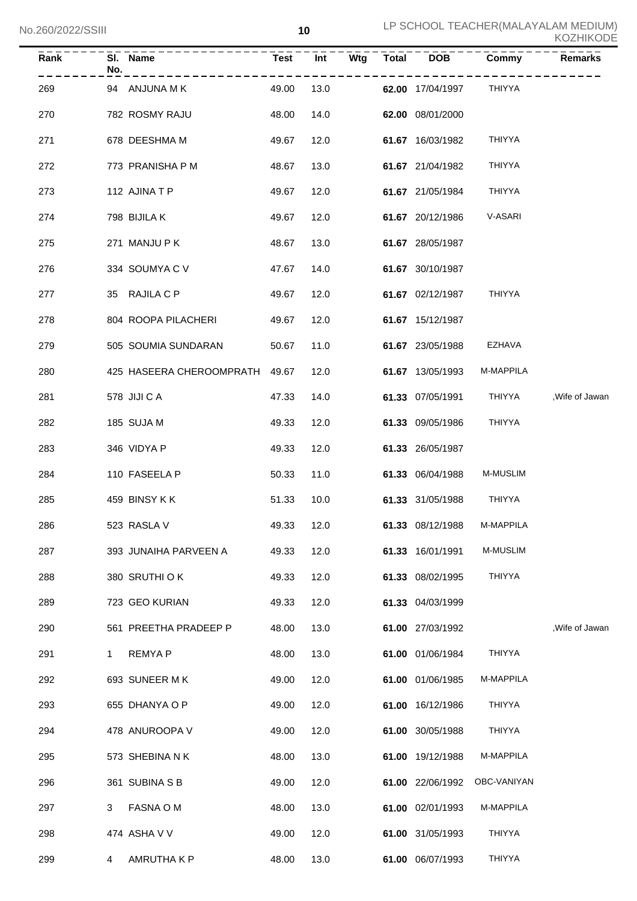| Rank | Sl. No. | Name | Test | Int | Wtg | Total | DOB | Commy | Remarks |
|---|---|---|---|---|---|---|---|---|---|
| 269 | 94 | ANJUNA M K | 49.00 | 13.0 | | **62.00** | 17/04/1997 | THIYYA | |
| 270 | 782 | ROSMY RAJU | 48.00 | 14.0 | | **62.00** | 08/01/2000 | | |
| 271 | 678 | DEESHMA M | 49.67 | 12.0 | | **61.67** | 16/03/1982 | THIYYA | |
| 272 | 773 | PRANISHA P M | 48.67 | 13.0 | | **61.67** | 21/04/1982 | THIYYA | |
| 273 | 112 | AJINA T P | 49.67 | 12.0 | | **61.67** | 21/05/1984 | THIYYA | |
| 274 | 798 | BIJILA K | 49.67 | 12.0 | | **61.67** | 20/12/1986 | V-ASARI | |
| 275 | 271 | MANJU P K | 48.67 | 13.0 | | **61.67** | 28/05/1987 | | |
| 276 | 334 | SOUMYA C V | 47.67 | 14.0 | | **61.67** | 30/10/1987 | | |
| 277 | 35 | RAJILA C P | 49.67 | 12.0 | | **61.67** | 02/12/1987 | THIYYA | |
| 278 | 804 | ROOPA PILACHERI | 49.67 | 12.0 | | **61.67** | 15/12/1987 | | |
| 279 | 505 | SOUMIA SUNDARAN | 50.67 | 11.0 | | **61.67** | 23/05/1988 | EZHAVA | |
| 280 | 425 | HASEERA CHEROOMPRATH | 49.67 | 12.0 | | **61.67** | 13/05/1993 | M-MAPPILA | |
| 281 | 578 | JIJI C A | 47.33 | 14.0 | | **61.33** | 07/05/1991 | THIYYA | ,Wife of Jawan |
| 282 | 185 | SUJA M | 49.33 | 12.0 | | **61.33** | 09/05/1986 | THIYYA | |
| 283 | 346 | VIDYA P | 49.33 | 12.0 | | **61.33** | 26/05/1987 | | |
| 284 | 110 | FASEELA P | 50.33 | 11.0 | | **61.33** | 06/04/1988 | M-MUSLIM | |
| 285 | 459 | BINSY K K | 51.33 | 10.0 | | **61.33** | 31/05/1988 | THIYYA | |
| 286 | 523 | RASLA V | 49.33 | 12.0 | | **61.33** | 08/12/1988 | M-MAPPILA | |
| 287 | 393 | JUNAIHA PARVEEN A | 49.33 | 12.0 | | **61.33** | 16/01/1991 | M-MUSLIM | |
| 288 | 380 | SRUTHI O K | 49.33 | 12.0 | | **61.33** | 08/02/1995 | THIYYA | |
| 289 | 723 | GEO KURIAN | 49.33 | 12.0 | | **61.33** | 04/03/1999 | | |
| 290 | 561 | PREETHA PRADEEP P | 48.00 | 13.0 | | **61.00** | 27/03/1992 | | ,Wife of Jawan |
| 291 | 1 | REMYA P | 48.00 | 13.0 | | **61.00** | 01/06/1984 | THIYYA | |
| 292 | 693 | SUNEER M K | 49.00 | 12.0 | | **61.00** | 01/06/1985 | M-MAPPILA | |
| 293 | 655 | DHANYA O P | 49.00 | 12.0 | | **61.00** | 16/12/1986 | THIYYA | |
| 294 | 478 | ANUROOPA V | 49.00 | 12.0 | | **61.00** | 30/05/1988 | THIYYA | |
| 295 | 573 | SHEBINA N K | 48.00 | 13.0 | | **61.00** | 19/12/1988 | M-MAPPILA | |
| 296 | 361 | SUBINA S B | 49.00 | 12.0 | | **61.00** | 22/06/1992 | OBC-VANIYAN | |
| 297 | 3 | FASNA O M | 48.00 | 13.0 | | **61.00** | 02/01/1993 | M-MAPPILA | |
| 298 | 474 | ASHA V V | 49.00 | 12.0 | | **61.00** | 31/05/1993 | THIYYA | |
| 299 | 4 | AMRUTHA K P | 48.00 | 13.0 | | **61.00** | 06/07/1993 | THIYYA | |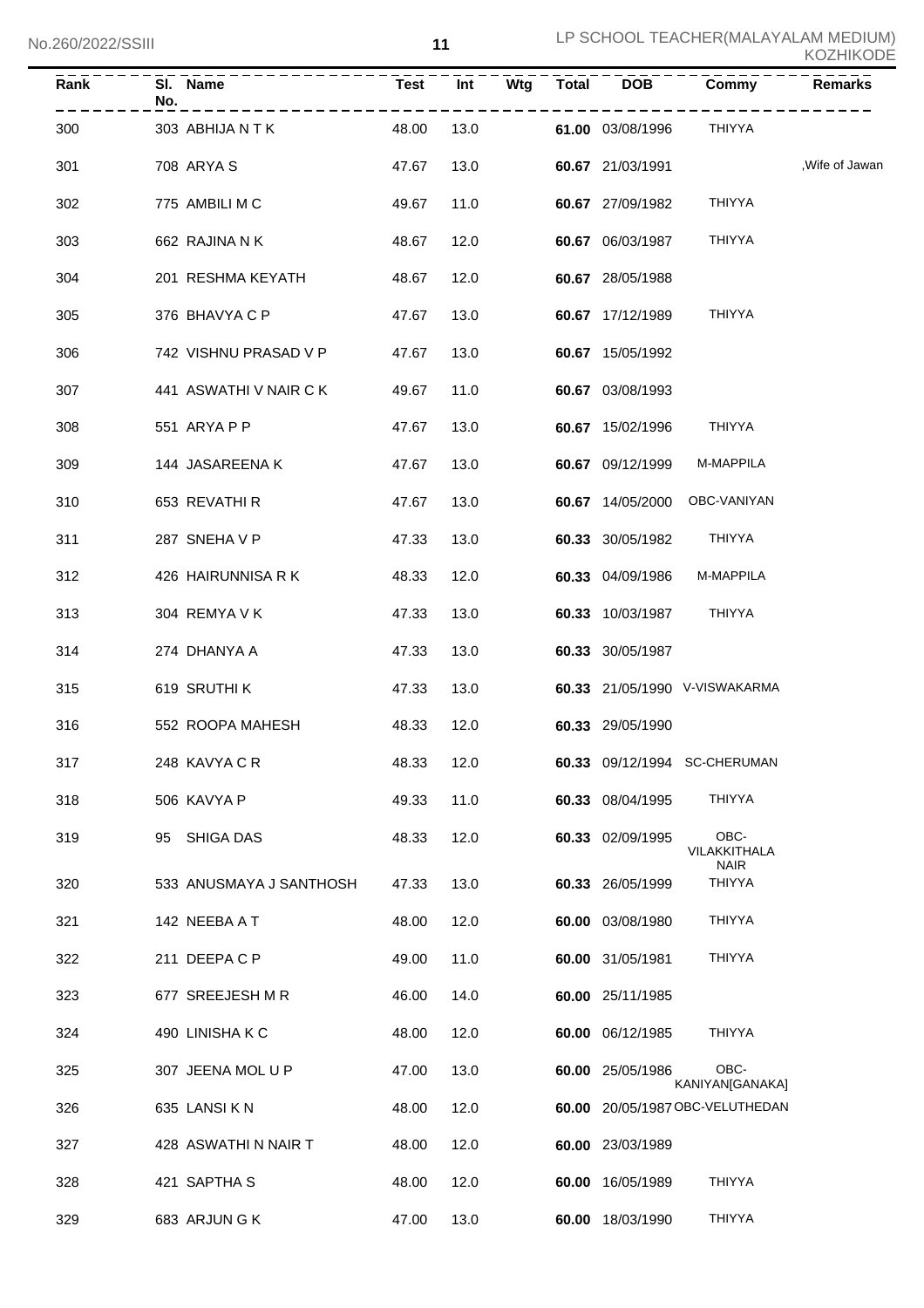| Rank | Sl. No. | Name | Test | Int | Wtg | Total | DOB | Commy | Remarks |
|---|---|---|---|---|---|---|---|---|---|
| 300 | 303 | ABHIJA N T K | 48.00 | 13.0 | | **61.00** | 03/08/1996 | THIYYA | |
| 301 | 708 | ARYA S | 47.67 | 13.0 | | **60.67** | 21/03/1991 | | ,Wife of Jawan |
| 302 | 775 | AMBILI M C | 49.67 | 11.0 | | **60.67** | 27/09/1982 | THIYYA | |
| 303 | 662 | RAJINA N K | 48.67 | 12.0 | | **60.67** | 06/03/1987 | THIYYA | |
| 304 | 201 | RESHMA KEYATH | 48.67 | 12.0 | | **60.67** | 28/05/1988 | | |
| 305 | 376 | BHAVYA C P | 47.67 | 13.0 | | **60.67** | 17/12/1989 | THIYYA | |
| 306 | 742 | VISHNU PRASAD V P | 47.67 | 13.0 | | **60.67** | 15/05/1992 | | |
| 307 | 441 | ASWATHI V NAIR C K | 49.67 | 11.0 | | **60.67** | 03/08/1993 | | |
| 308 | 551 | ARYA P P | 47.67 | 13.0 | | **60.67** | 15/02/1996 | THIYYA | |
| 309 | 144 | JASAREENA K | 47.67 | 13.0 | | **60.67** | 09/12/1999 | M-MAPPILA | |
| 310 | 653 | REVATHI R | 47.67 | 13.0 | | **60.67** | 14/05/2000 | OBC-VANIYAN | |
| 311 | 287 | SNEHA V P | 47.33 | 13.0 | | **60.33** | 30/05/1982 | THIYYA | |
| 312 | 426 | HAIRUNNISA R K | 48.33 | 12.0 | | **60.33** | 04/09/1986 | M-MAPPILA | |
| 313 | 304 | REMYA V K | 47.33 | 13.0 | | **60.33** | 10/03/1987 | THIYYA | |
| 314 | 274 | DHANYA A | 47.33 | 13.0 | | **60.33** | 30/05/1987 | | |
| 315 | 619 | SRUTHI K | 47.33 | 13.0 | | **60.33** | 21/05/1990 | V-VISWAKARMA | |
| 316 | 552 | ROOPA MAHESH | 48.33 | 12.0 | | **60.33** | 29/05/1990 | | |
| 317 | 248 | KAVYA C R | 48.33 | 12.0 | | **60.33** | 09/12/1994 | SC-CHERUMAN | |
| 318 | 506 | KAVYA P | 49.33 | 11.0 | | **60.33** | 08/04/1995 | THIYYA | |
| 319 | 95 | SHIGA DAS | 48.33 | 12.0 | | **60.33** | 02/09/1995 | OBC-VILAKKITHALA NAIR | |
| 320 | 533 | ANUSMAYA J SANTHOSH | 47.33 | 13.0 | | **60.33** | 26/05/1999 | THIYYA | |
| 321 | 142 | NEEBA A T | 48.00 | 12.0 | | **60.00** | 03/08/1980 | THIYYA | |
| 322 | 211 | DEEPA C P | 49.00 | 11.0 | | **60.00** | 31/05/1981 | THIYYA | |
| 323 | 677 | SREEJESH M R | 46.00 | 14.0 | | **60.00** | 25/11/1985 | | |
| 324 | 490 | LINISHA K C | 48.00 | 12.0 | | **60.00** | 06/12/1985 | THIYYA | |
| 325 | 307 | JEENA MOL U P | 47.00 | 13.0 | | **60.00** | 25/05/1986 | OBC-KANIYAN[GANAKA] | |
| 326 | 635 | LANSI K N | 48.00 | 12.0 | | **60.00** | 20/05/1987 | OBC-VELUTHEDAN | |
| 327 | 428 | ASWATHI N NAIR T | 48.00 | 12.0 | | **60.00** | 23/03/1989 | | |
| 328 | 421 | SAPTHA S | 48.00 | 12.0 | | **60.00** | 16/05/1989 | THIYYA | |
| 329 | 683 | ARJUN G K | 47.00 | 13.0 | | **60.00** | 18/03/1990 | THIYYA | |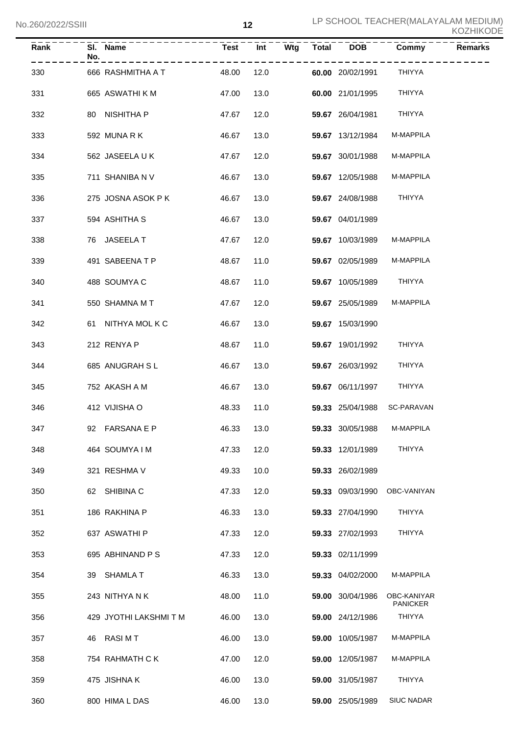| Rank | Sl. No. | Name | Test | Int | Wtg | Total | DOB | Commy | Remarks |
|---|---|---|---|---|---|---|---|---|---|
| 330 | 666 | RASHMITHA A T | 48.00 | 12.0 | | **60.00** | 20/02/1991 | THIYYA | |
| 331 | 665 | ASWATHI K M | 47.00 | 13.0 | | **60.00** | 21/01/1995 | THIYYA | |
| 332 | 80 | NISHITHA P | 47.67 | 12.0 | | **59.67** | 26/04/1981 | THIYYA | |
| 333 | 592 | MUNA R K | 46.67 | 13.0 | | **59.67** | 13/12/1984 | M-MAPPILA | |
| 334 | 562 | JASEELA U K | 47.67 | 12.0 | | **59.67** | 30/01/1988 | M-MAPPILA | |
| 335 | 711 | SHANIBA N V | 46.67 | 13.0 | | **59.67** | 12/05/1988 | M-MAPPILA | |
| 336 | 275 | JOSNA ASOK P K | 46.67 | 13.0 | | **59.67** | 24/08/1988 | THIYYA | |
| 337 | 594 | ASHITHA S | 46.67 | 13.0 | | **59.67** | 04/01/1989 | | |
| 338 | 76 | JASEELA T | 47.67 | 12.0 | | **59.67** | 10/03/1989 | M-MAPPILA | |
| 339 | 491 | SABEENA T P | 48.67 | 11.0 | | **59.67** | 02/05/1989 | M-MAPPILA | |
| 340 | 488 | SOUMYA C | 48.67 | 11.0 | | **59.67** | 10/05/1989 | THIYYA | |
| 341 | 550 | SHAMNA M T | 47.67 | 12.0 | | **59.67** | 25/05/1989 | M-MAPPILA | |
| 342 | 61 | NITHYA MOL K C | 46.67 | 13.0 | | **59.67** | 15/03/1990 | | |
| 343 | 212 | RENYA P | 48.67 | 11.0 | | **59.67** | 19/01/1992 | THIYYA | |
| 344 | 685 | ANUGRAH S L | 46.67 | 13.0 | | **59.67** | 26/03/1992 | THIYYA | |
| 345 | 752 | AKASH A M | 46.67 | 13.0 | | **59.67** | 06/11/1997 | THIYYA | |
| 346 | 412 | VIJISHA O | 48.33 | 11.0 | | **59.33** | 25/04/1988 | SC-PARAVAN | |
| 347 | 92 | FARSANA E P | 46.33 | 13.0 | | **59.33** | 30/05/1988 | M-MAPPILA | |
| 348 | 464 | SOUMYA I M | 47.33 | 12.0 | | **59.33** | 12/01/1989 | THIYYA | |
| 349 | 321 | RESHMA V | 49.33 | 10.0 | | **59.33** | 26/02/1989 | | |
| 350 | 62 | SHIBINA C | 47.33 | 12.0 | | **59.33** | 09/03/1990 | OBC-VANIYAN | |
| 351 | 186 | RAKHINA P | 46.33 | 13.0 | | **59.33** | 27/04/1990 | THIYYA | |
| 352 | 637 | ASWATHI P | 47.33 | 12.0 | | **59.33** | 27/02/1993 | THIYYA | |
| 353 | 695 | ABHINAND P S | 47.33 | 12.0 | | **59.33** | 02/11/1999 | | |
| 354 | 39 | SHAMLA T | 46.33 | 13.0 | | **59.33** | 04/02/2000 | M-MAPPILA | |
| 355 | 243 | NITHYA N K | 48.00 | 11.0 | | **59.00** | 30/04/1986 | OBC-KANIYAR PANICKER | |
| 356 | 429 | JYOTHI LAKSHMI T M | 46.00 | 13.0 | | **59.00** | 24/12/1986 | THIYYA | |
| 357 | 46 | RASI M T | 46.00 | 13.0 | | **59.00** | 10/05/1987 | M-MAPPILA | |
| 358 | 754 | RAHMATH C K | 47.00 | 12.0 | | **59.00** | 12/05/1987 | M-MAPPILA | |
| 359 | 475 | JISHNA K | 46.00 | 13.0 | | **59.00** | 31/05/1987 | THIYYA | |
| 360 | 800 | HIMA L DAS | 46.00 | 13.0 | | **59.00** | 25/05/1989 | SIUC NADAR | |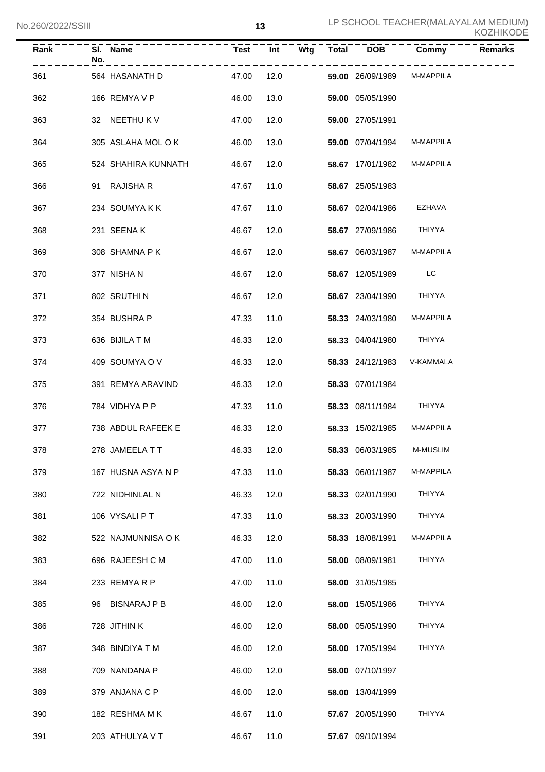| Rank | Sl. No. | Name | Test | Int | Wtg | Total | DOB | Commy | Remarks |
|---|---|---|---|---|---|---|---|---|---|
| 361 | 564 | HASANATH D | 47.00 | 12.0 | | **59.00** | 26/09/1989 | M-MAPPILA | |
| 362 | 166 | REMYA V P | 46.00 | 13.0 | | **59.00** | 05/05/1990 | | |
| 363 | 32 | NEETHU K V | 47.00 | 12.0 | | **59.00** | 27/05/1991 | | |
| 364 | 305 | ASLAHA MOL O K | 46.00 | 13.0 | | **59.00** | 07/04/1994 | M-MAPPILA | |
| 365 | 524 | SHAHIRA KUNNATH | 46.67 | 12.0 | | **58.67** | 17/01/1982 | M-MAPPILA | |
| 366 | 91 | RAJISHA R | 47.67 | 11.0 | | **58.67** | 25/05/1983 | | |
| 367 | 234 | SOUMYA K K | 47.67 | 11.0 | | **58.67** | 02/04/1986 | EZHAVA | |
| 368 | 231 | SEENA K | 46.67 | 12.0 | | **58.67** | 27/09/1986 | THIYYA | |
| 369 | 308 | SHAMNA P K | 46.67 | 12.0 | | **58.67** | 06/03/1987 | M-MAPPILA | |
| 370 | 377 | NISHA N | 46.67 | 12.0 | | **58.67** | 12/05/1989 | LC | |
| 371 | 802 | SRUTHI N | 46.67 | 12.0 | | **58.67** | 23/04/1990 | THIYYA | |
| 372 | 354 | BUSHRA P | 47.33 | 11.0 | | **58.33** | 24/03/1980 | M-MAPPILA | |
| 373 | 636 | BIJILA T M | 46.33 | 12.0 | | **58.33** | 04/04/1980 | THIYYA | |
| 374 | 409 | SOUMYA O V | 46.33 | 12.0 | | **58.33** | 24/12/1983 | V-KAMMALA | |
| 375 | 391 | REMYA ARAVIND | 46.33 | 12.0 | | **58.33** | 07/01/1984 | | |
| 376 | 784 | VIDHYA P P | 47.33 | 11.0 | | **58.33** | 08/11/1984 | THIYYA | |
| 377 | 738 | ABDUL RAFEEK E | 46.33 | 12.0 | | **58.33** | 15/02/1985 | M-MAPPILA | |
| 378 | 278 | JAMEELA T T | 46.33 | 12.0 | | **58.33** | 06/03/1985 | M-MUSLIM | |
| 379 | 167 | HUSNA ASYA N P | 47.33 | 11.0 | | **58.33** | 06/01/1987 | M-MAPPILA | |
| 380 | 722 | NIDHINLAL N | 46.33 | 12.0 | | **58.33** | 02/01/1990 | THIYYA | |
| 381 | 106 | VYSALI P T | 47.33 | 11.0 | | **58.33** | 20/03/1990 | THIYYA | |
| 382 | 522 | NAJMUNNISA O K | 46.33 | 12.0 | | **58.33** | 18/08/1991 | M-MAPPILA | |
| 383 | 696 | RAJEESH C M | 47.00 | 11.0 | | **58.00** | 08/09/1981 | THIYYA | |
| 384 | 233 | REMYA R P | 47.00 | 11.0 | | **58.00** | 31/05/1985 | | |
| 385 | 96 | BISNARAJ P B | 46.00 | 12.0 | | **58.00** | 15/05/1986 | THIYYA | |
| 386 | 728 | JITHIN K | 46.00 | 12.0 | | **58.00** | 05/05/1990 | THIYYA | |
| 387 | 348 | BINDIYA T M | 46.00 | 12.0 | | **58.00** | 17/05/1994 | THIYYA | |
| 388 | 709 | NANDANA P | 46.00 | 12.0 | | **58.00** | 07/10/1997 | | |
| 389 | 379 | ANJANA C P | 46.00 | 12.0 | | **58.00** | 13/04/1999 | | |
| 390 | 182 | RESHMA M K | 46.67 | 11.0 | | **57.67** | 20/05/1990 | THIYYA | |
| 391 | 203 | ATHULYA V T | 46.67 | 11.0 | | **57.67** | 09/10/1994 | | |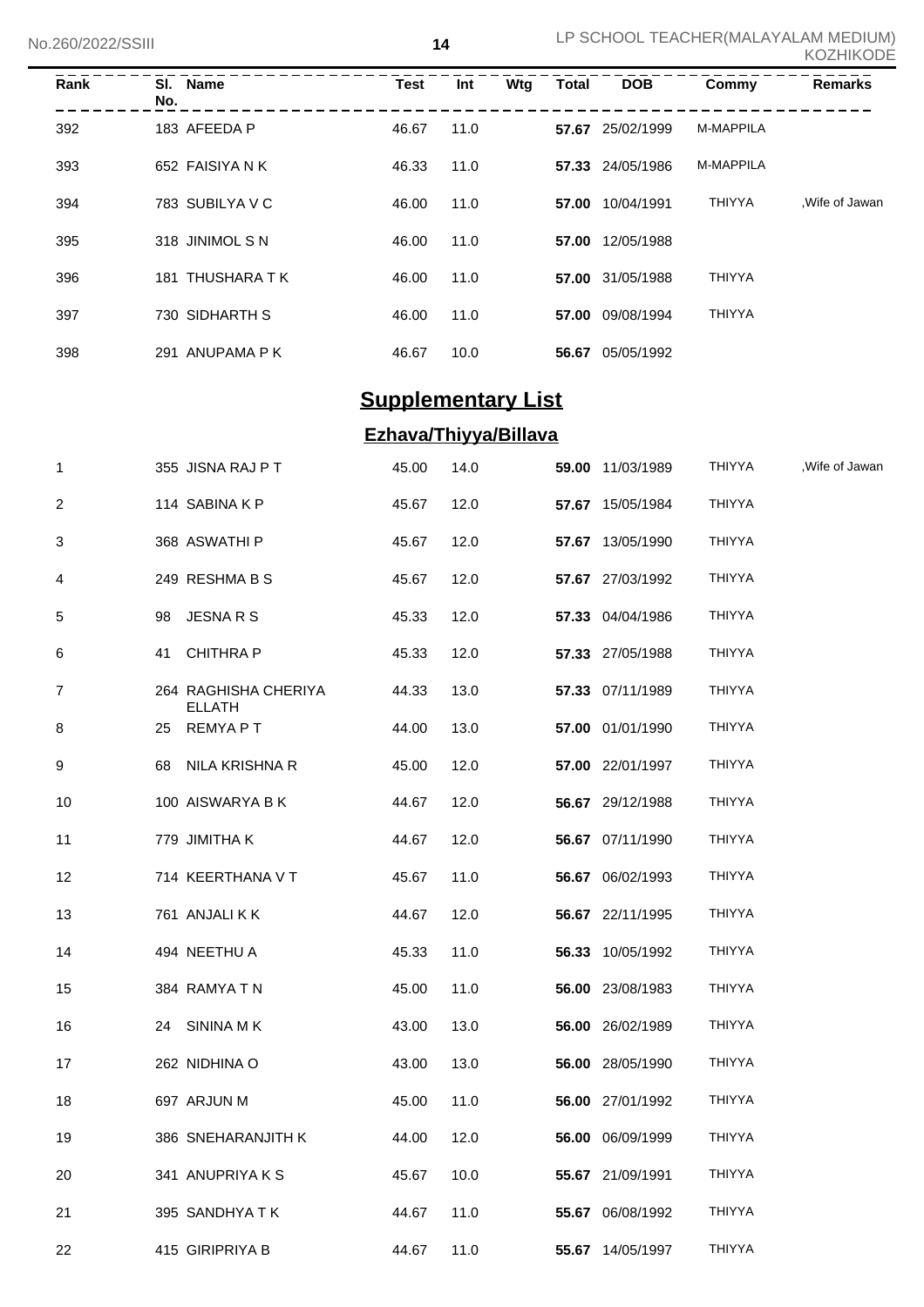| Rank | Sl. No. | Name | Test | Int | Wtg | Total | DOB | Commy | Remarks |
|---|---|---|---|---|---|---|---|---|---|
| 392 | 183 | AFEEDA P | 46.67 | 11.0 | | **57.67** | 25/02/1999 | M-MAPPILA | |
| 393 | 652 | FAISIYA N K | 46.33 | 11.0 | | **57.33** | 24/05/1986 | M-MAPPILA | |
| 394 | 783 | SUBILYA V C | 46.00 | 11.0 | | **57.00** | 10/04/1991 | THIYYA | ,Wife of Jawan |
| 395 | 318 | JINIMOL S N | 46.00 | 11.0 | | **57.00** | 12/05/1988 | | |
| 396 | 181 | THUSHARA T K | 46.00 | 11.0 | | **57.00** | 31/05/1988 | THIYYA | |
| 397 | 730 | SIDHARTH S | 46.00 | 11.0 | | **57.00** | 09/08/1994 | THIYYA | |
| 398 | 291 | ANUPAMA P K | 46.67 | 10.0 | | **56.67** | 05/05/1992 | | |

## Supplementary List

### Ezhava/Thiyya/Billava

| Rank | Sl. No. | Name | Test | Int | Wtg | Total | DOB | Commy | Remarks |
|---|---|---|---|---|---|---|---|---|---|
| 1 | 355 | JISNA RAJ P T | 45.00 | 14.0 | | **59.00** | 11/03/1989 | THIYYA | ,Wife of Jawan |
| 2 | 114 | SABINA K P | 45.67 | 12.0 | | **57.67** | 15/05/1984 | THIYYA | |
| 3 | 368 | ASWATHI P | 45.67 | 12.0 | | **57.67** | 13/05/1990 | THIYYA | |
| 4 | 249 | RESHMA B S | 45.67 | 12.0 | | **57.67** | 27/03/1992 | THIYYA | |
| 5 | 98 | JESNA R S | 45.33 | 12.0 | | **57.33** | 04/04/1986 | THIYYA | |
| 6 | 41 | CHITHRA P | 45.33 | 12.0 | | **57.33** | 27/05/1988 | THIYYA | |
| 7 | 264 | RAGHISHA CHERIYA ELLATH | 44.33 | 13.0 | | **57.33** | 07/11/1989 | THIYYA | |
| 8 | 25 | REMYA P T | 44.00 | 13.0 | | **57.00** | 01/01/1990 | THIYYA | |
| 9 | 68 | NILA KRISHNA R | 45.00 | 12.0 | | **57.00** | 22/01/1997 | THIYYA | |
| 10 | 100 | AISWARYA B K | 44.67 | 12.0 | | **56.67** | 29/12/1988 | THIYYA | |
| 11 | 779 | JIMITHA K | 44.67 | 12.0 | | **56.67** | 07/11/1990 | THIYYA | |
| 12 | 714 | KEERTHANA V T | 45.67 | 11.0 | | **56.67** | 06/02/1993 | THIYYA | |
| 13 | 761 | ANJALI K K | 44.67 | 12.0 | | **56.67** | 22/11/1995 | THIYYA | |
| 14 | 494 | NEETHU A | 45.33 | 11.0 | | **56.33** | 10/05/1992 | THIYYA | |
| 15 | 384 | RAMYA T N | 45.00 | 11.0 | | **56.00** | 23/08/1983 | THIYYA | |
| 16 | 24 | SININA M K | 43.00 | 13.0 | | **56.00** | 26/02/1989 | THIYYA | |
| 17 | 262 | NIDHINA O | 43.00 | 13.0 | | **56.00** | 28/05/1990 | THIYYA | |
| 18 | 697 | ARJUN M | 45.00 | 11.0 | | **56.00** | 27/01/1992 | THIYYA | |
| 19 | 386 | SNEHARANJITH K | 44.00 | 12.0 | | **56.00** | 06/09/1999 | THIYYA | |
| 20 | 341 | ANUPRIYA K S | 45.67 | 10.0 | | **55.67** | 21/09/1991 | THIYYA | |
| 21 | 395 | SANDHYA T K | 44.67 | 11.0 | | **55.67** | 06/08/1992 | THIYYA | |
| 22 | 415 | GIRIPRIYA B | 44.67 | 11.0 | | **55.67** | 14/05/1997 | THIYYA | |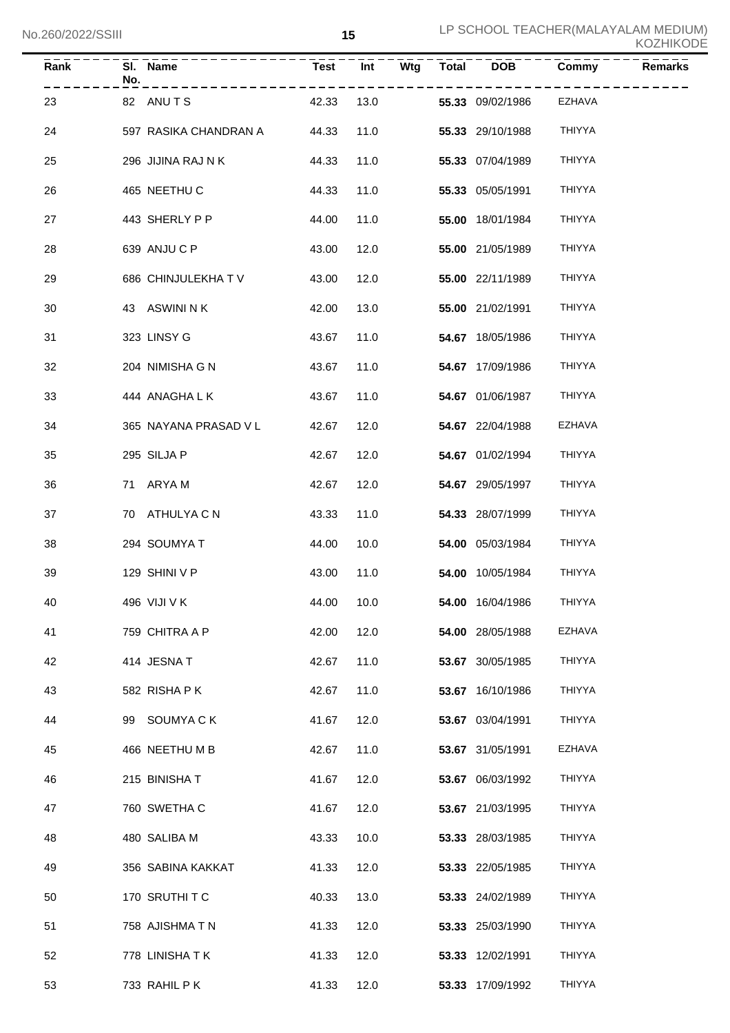| Rank | Sl. No. | Name | Test | Int | Wtg | Total | DOB | Commy | Remarks |
|---|---|---|---|---|---|---|---|---|---|
| 23 | 82 | ANU T S | 42.33 | 13.0 | | **55.33** | 09/02/1986 | EZHAVA | |
| 24 | 597 | RASIKA CHANDRAN A | 44.33 | 11.0 | | **55.33** | 29/10/1988 | THIYYA | |
| 25 | 296 | JIJINA RAJ N K | 44.33 | 11.0 | | **55.33** | 07/04/1989 | THIYYA | |
| 26 | 465 | NEETHU C | 44.33 | 11.0 | | **55.33** | 05/05/1991 | THIYYA | |
| 27 | 443 | SHERLY P P | 44.00 | 11.0 | | **55.00** | 18/01/1984 | THIYYA | |
| 28 | 639 | ANJU C P | 43.00 | 12.0 | | **55.00** | 21/05/1989 | THIYYA | |
| 29 | 686 | CHINJULEKHA T V | 43.00 | 12.0 | | **55.00** | 22/11/1989 | THIYYA | |
| 30 | 43 | ASWINI N K | 42.00 | 13.0 | | **55.00** | 21/02/1991 | THIYYA | |
| 31 | 323 | LINSY G | 43.67 | 11.0 | | **54.67** | 18/05/1986 | THIYYA | |
| 32 | 204 | NIMISHA G N | 43.67 | 11.0 | | **54.67** | 17/09/1986 | THIYYA | |
| 33 | 444 | ANAGHA L K | 43.67 | 11.0 | | **54.67** | 01/06/1987 | THIYYA | |
| 34 | 365 | NAYANA PRASAD V L | 42.67 | 12.0 | | **54.67** | 22/04/1988 | EZHAVA | |
| 35 | 295 | SILJA P | 42.67 | 12.0 | | **54.67** | 01/02/1994 | THIYYA | |
| 36 | 71 | ARYA M | 42.67 | 12.0 | | **54.67** | 29/05/1997 | THIYYA | |
| 37 | 70 | ATHULYA C N | 43.33 | 11.0 | | **54.33** | 28/07/1999 | THIYYA | |
| 38 | 294 | SOUMYA T | 44.00 | 10.0 | | **54.00** | 05/03/1984 | THIYYA | |
| 39 | 129 | SHINI V P | 43.00 | 11.0 | | **54.00** | 10/05/1984 | THIYYA | |
| 40 | 496 | VIJI V K | 44.00 | 10.0 | | **54.00** | 16/04/1986 | THIYYA | |
| 41 | 759 | CHITRA A P | 42.00 | 12.0 | | **54.00** | 28/05/1988 | EZHAVA | |
| 42 | 414 | JESNA T | 42.67 | 11.0 | | **53.67** | 30/05/1985 | THIYYA | |
| 43 | 582 | RISHA P K | 42.67 | 11.0 | | **53.67** | 16/10/1986 | THIYYA | |
| 44 | 99 | SOUMYA C K | 41.67 | 12.0 | | **53.67** | 03/04/1991 | THIYYA | |
| 45 | 466 | NEETHU M B | 42.67 | 11.0 | | **53.67** | 31/05/1991 | EZHAVA | |
| 46 | 215 | BINISHA T | 41.67 | 12.0 | | **53.67** | 06/03/1992 | THIYYA | |
| 47 | 760 | SWETHA C | 41.67 | 12.0 | | **53.67** | 21/03/1995 | THIYYA | |
| 48 | 480 | SALIBA M | 43.33 | 10.0 | | **53.33** | 28/03/1985 | THIYYA | |
| 49 | 356 | SABINA KAKKAT | 41.33 | 12.0 | | **53.33** | 22/05/1985 | THIYYA | |
| 50 | 170 | SRUTHI T C | 40.33 | 13.0 | | **53.33** | 24/02/1989 | THIYYA | |
| 51 | 758 | AJISHMA T N | 41.33 | 12.0 | | **53.33** | 25/03/1990 | THIYYA | |
| 52 | 778 | LINISHA T K | 41.33 | 12.0 | | **53.33** | 12/02/1991 | THIYYA | |
| 53 | 733 | RAHIL P K | 41.33 | 12.0 | | **53.33** | 17/09/1992 | THIYYA | |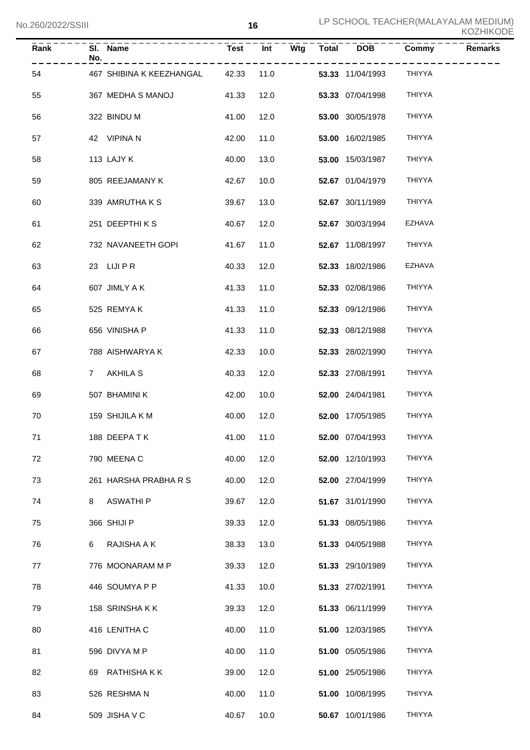| Rank | Sl. No. | Name | Test | Int | Wtg | Total | DOB | Commy | Remarks |
|---|---|---|---|---|---|---|---|---|---|
| 54 | 467 | SHIBINA K KEEZHANGAL | 42.33 | 11.0 | | **53.33** | 11/04/1993 | THIYYA | |
| 55 | 367 | MEDHA S MANOJ | 41.33 | 12.0 | | **53.33** | 07/04/1998 | THIYYA | |
| 56 | 322 | BINDU M | 41.00 | 12.0 | | **53.00** | 30/05/1978 | THIYYA | |
| 57 | 42 | VIPINA N | 42.00 | 11.0 | | **53.00** | 16/02/1985 | THIYYA | |
| 58 | 113 | LAJY K | 40.00 | 13.0 | | **53.00** | 15/03/1987 | THIYYA | |
| 59 | 805 | REEJAMANY K | 42.67 | 10.0 | | **52.67** | 01/04/1979 | THIYYA | |
| 60 | 339 | AMRUTHA K S | 39.67 | 13.0 | | **52.67** | 30/11/1989 | THIYYA | |
| 61 | 251 | DEEPTHI K S | 40.67 | 12.0 | | **52.67** | 30/03/1994 | EZHAVA | |
| 62 | 732 | NAVANEETH GOPI | 41.67 | 11.0 | | **52.67** | 11/08/1997 | THIYYA | |
| 63 | 23 | LIJI P R | 40.33 | 12.0 | | **52.33** | 18/02/1986 | EZHAVA | |
| 64 | 607 | JIMLY A K | 41.33 | 11.0 | | **52.33** | 02/08/1986 | THIYYA | |
| 65 | 525 | REMYA K | 41.33 | 11.0 | | **52.33** | 09/12/1986 | THIYYA | |
| 66 | 656 | VINISHA P | 41.33 | 11.0 | | **52.33** | 08/12/1988 | THIYYA | |
| 67 | 788 | AISHWARYA K | 42.33 | 10.0 | | **52.33** | 28/02/1990 | THIYYA | |
| 68 | 7 | AKHILA S | 40.33 | 12.0 | | **52.33** | 27/08/1991 | THIYYA | |
| 69 | 507 | BHAMINI K | 42.00 | 10.0 | | **52.00** | 24/04/1981 | THIYYA | |
| 70 | 159 | SHIJILA K M | 40.00 | 12.0 | | **52.00** | 17/05/1985 | THIYYA | |
| 71 | 188 | DEEPA T K | 41.00 | 11.0 | | **52.00** | 07/04/1993 | THIYYA | |
| 72 | 790 | MEENA C | 40.00 | 12.0 | | **52.00** | 12/10/1993 | THIYYA | |
| 73 | 261 | HARSHA PRABHA R S | 40.00 | 12.0 | | **52.00** | 27/04/1999 | THIYYA | |
| 74 | 8 | ASWATHI P | 39.67 | 12.0 | | **51.67** | 31/01/1990 | THIYYA | |
| 75 | 366 | SHIJI P | 39.33 | 12.0 | | **51.33** | 08/05/1986 | THIYYA | |
| 76 | 6 | RAJISHA A K | 38.33 | 13.0 | | **51.33** | 04/05/1988 | THIYYA | |
| 77 | 776 | MOONARAM M P | 39.33 | 12.0 | | **51.33** | 29/10/1989 | THIYYA | |
| 78 | 446 | SOUMYA P P | 41.33 | 10.0 | | **51.33** | 27/02/1991 | THIYYA | |
| 79 | 158 | SRINSHA K K | 39.33 | 12.0 | | **51.33** | 06/11/1999 | THIYYA | |
| 80 | 416 | LENITHA C | 40.00 | 11.0 | | **51.00** | 12/03/1985 | THIYYA | |
| 81 | 596 | DIVYA M P | 40.00 | 11.0 | | **51.00** | 05/05/1986 | THIYYA | |
| 82 | 69 | RATHISHA K K | 39.00 | 12.0 | | **51.00** | 25/05/1986 | THIYYA | |
| 83 | 526 | RESHMA N | 40.00 | 11.0 | | **51.00** | 10/08/1995 | THIYYA | |
| 84 | 509 | JISHA V C | 40.67 | 10.0 | | **50.67** | 10/01/1986 | THIYYA | |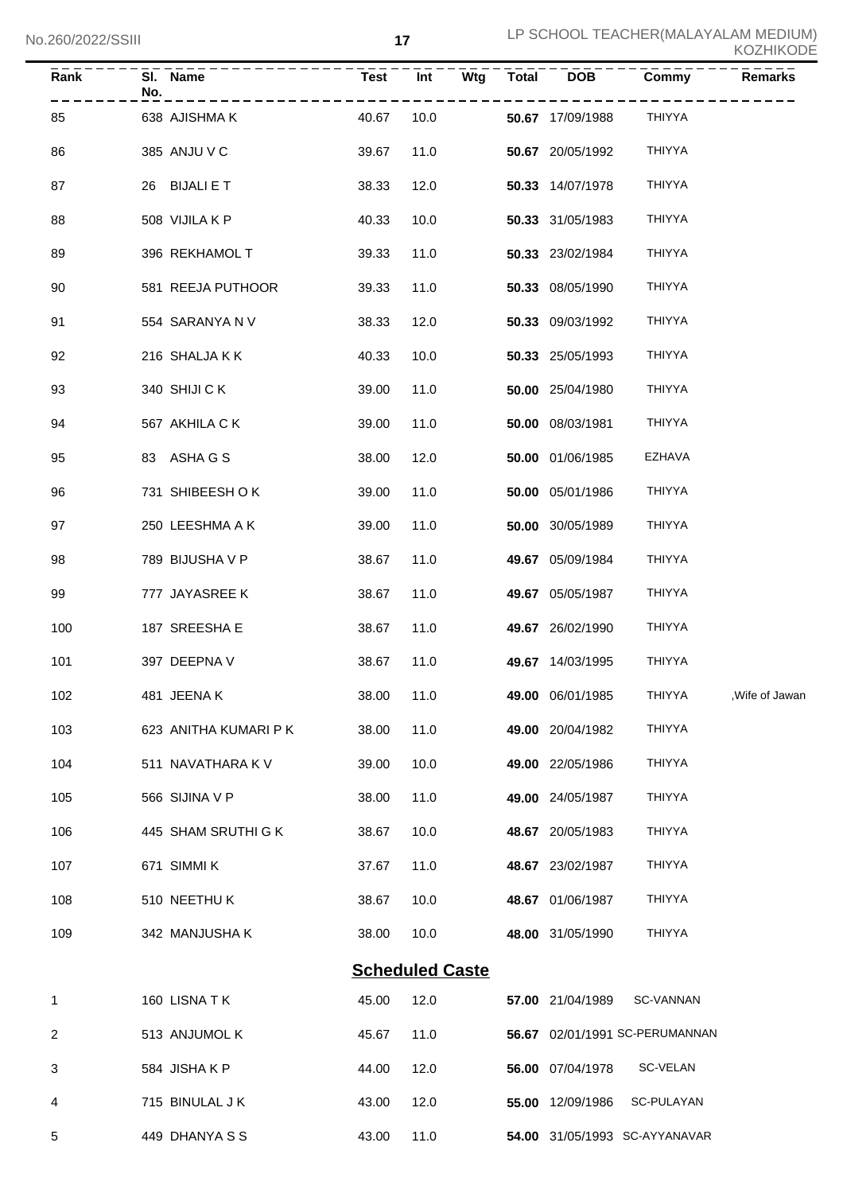| Rank | Sl. No. | Name | Test | Int | Wtg | Total | DOB | Commy | Remarks |
|---|---|---|---|---|---|---|---|---|---|
| 85 | 638 | AJISHMA K | 40.67 | 10.0 | | **50.67** | 17/09/1988 | THIYYA | |
| 86 | 385 | ANJU V C | 39.67 | 11.0 | | **50.67** | 20/05/1992 | THIYYA | |
| 87 | 26 | BIJALI E T | 38.33 | 12.0 | | **50.33** | 14/07/1978 | THIYYA | |
| 88 | 508 | VIJILA K P | 40.33 | 10.0 | | **50.33** | 31/05/1983 | THIYYA | |
| 89 | 396 | REKHAMOL T | 39.33 | 11.0 | | **50.33** | 23/02/1984 | THIYYA | |
| 90 | 581 | REEJA PUTHOOR | 39.33 | 11.0 | | **50.33** | 08/05/1990 | THIYYA | |
| 91 | 554 | SARANYA N V | 38.33 | 12.0 | | **50.33** | 09/03/1992 | THIYYA | |
| 92 | 216 | SHALJA K K | 40.33 | 10.0 | | **50.33** | 25/05/1993 | THIYYA | |
| 93 | 340 | SHIJI C K | 39.00 | 11.0 | | **50.00** | 25/04/1980 | THIYYA | |
| 94 | 567 | AKHILA C K | 39.00 | 11.0 | | **50.00** | 08/03/1981 | THIYYA | |
| 95 | 83 | ASHA G S | 38.00 | 12.0 | | **50.00** | 01/06/1985 | EZHAVA | |
| 96 | 731 | SHIBEESH O K | 39.00 | 11.0 | | **50.00** | 05/01/1986 | THIYYA | |
| 97 | 250 | LEESHMA A K | 39.00 | 11.0 | | **50.00** | 30/05/1989 | THIYYA | |
| 98 | 789 | BIJUSHA V P | 38.67 | 11.0 | | **49.67** | 05/09/1984 | THIYYA | |
| 99 | 777 | JAYASREE K | 38.67 | 11.0 | | **49.67** | 05/05/1987 | THIYYA | |
| 100 | 187 | SREESHA E | 38.67 | 11.0 | | **49.67** | 26/02/1990 | THIYYA | |
| 101 | 397 | DEEPNA V | 38.67 | 11.0 | | **49.67** | 14/03/1995 | THIYYA | |
| 102 | 481 | JEENA K | 38.00 | 11.0 | | **49.00** | 06/01/1985 | THIYYA | ,Wife of Jawan |
| 103 | 623 | ANITHA KUMARI P K | 38.00 | 11.0 | | **49.00** | 20/04/1982 | THIYYA | |
| 104 | 511 | NAVATHARA K V | 39.00 | 10.0 | | **49.00** | 22/05/1986 | THIYYA | |
| 105 | 566 | SIJINA V P | 38.00 | 11.0 | | **49.00** | 24/05/1987 | THIYYA | |
| 106 | 445 | SHAM SRUTHI G K | 38.67 | 10.0 | | **48.67** | 20/05/1983 | THIYYA | |
| 107 | 671 | SIMMI K | 37.67 | 11.0 | | **48.67** | 23/02/1987 | THIYYA | |
| 108 | 510 | NEETHU K | 38.67 | 10.0 | | **48.67** | 01/06/1987 | THIYYA | |
| 109 | 342 | MANJUSHA K | 38.00 | 10.0 | | **48.00** | 31/05/1990 | THIYYA | |

## Scheduled Caste

| Rank | Sl. No. | Name | Test | Int | Wtg | Total | DOB | Commy | Remarks |
|---|---|---|---|---|---|---|---|---|---|
| 1 | 160 | LISNA T K | 45.00 | 12.0 | | **57.00** | 21/04/1989 | SC-VANNAN | |
| 2 | 513 | ANJUMOL K | 45.67 | 11.0 | | **56.67** | 02/01/1991 | SC-PERUMANNAN | |
| 3 | 584 | JISHA K P | 44.00 | 12.0 | | **56.00** | 07/04/1978 | SC-VELAN | |
| 4 | 715 | BINULAL J K | 43.00 | 12.0 | | **55.00** | 12/09/1986 | SC-PULAYAN | |
| 5 | 449 | DHANYA S S | 43.00 | 11.0 | | **54.00** | 31/05/1993 | SC-AYYANAVAR | |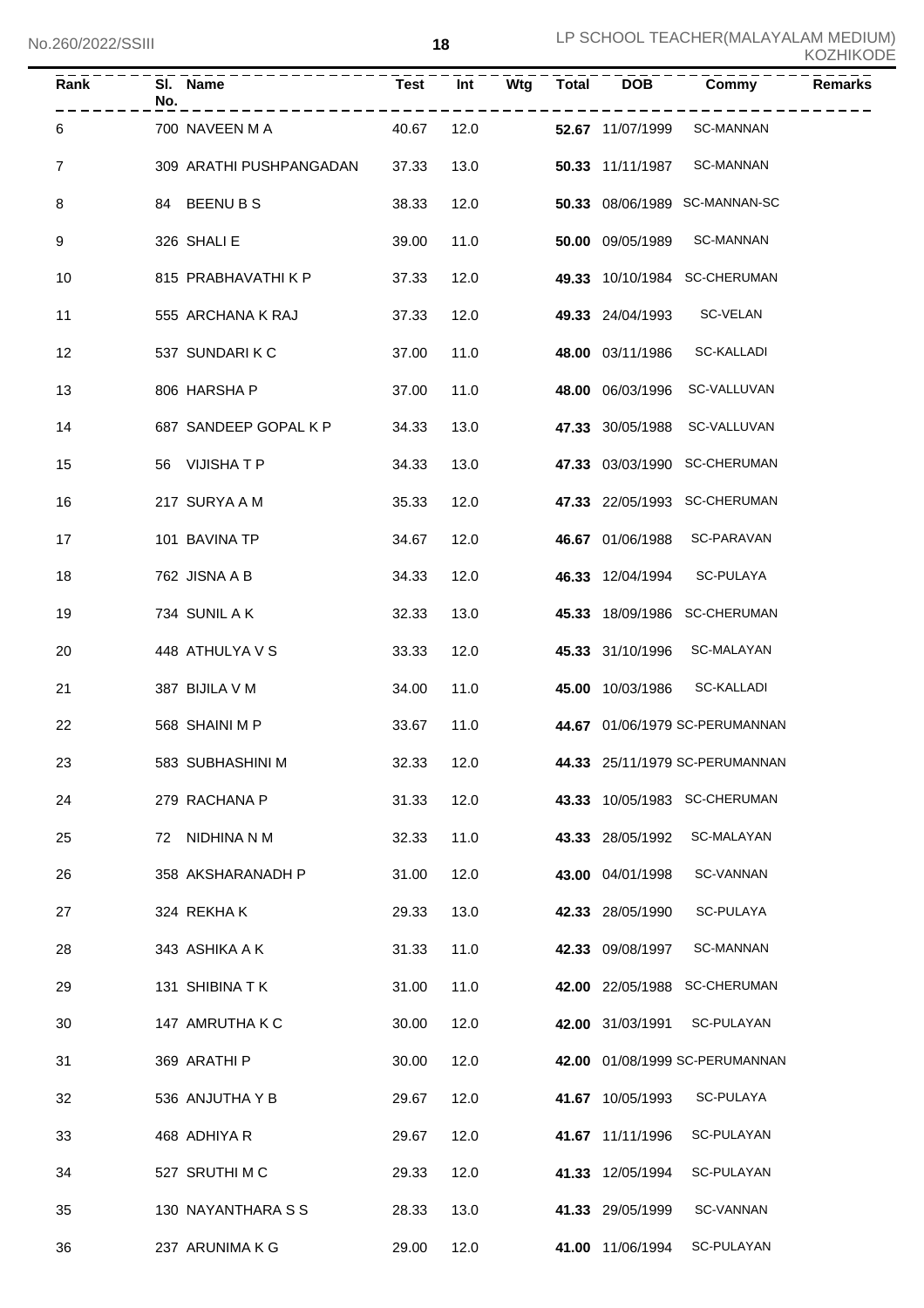| Rank | Sl. No. | Name | Test | Int | Wtg | Total | DOB | Commy | Remarks |
|---|---|---|---|---|---|---|---|---|---|
| 6 | 700 | NAVEEN M A | 40.67 | 12.0 | | **52.67** | 11/07/1999 | SC-MANNAN | |
| 7 | 309 | ARATHI PUSHPANGADAN | 37.33 | 13.0 | | **50.33** | 11/11/1987 | SC-MANNAN | |
| 8 | 84 | BEENU B S | 38.33 | 12.0 | | **50.33** | 08/06/1989 | SC-MANNAN-SC | |
| 9 | 326 | SHALI E | 39.00 | 11.0 | | **50.00** | 09/05/1989 | SC-MANNAN | |
| 10 | 815 | PRABHAVATHI K P | 37.33 | 12.0 | | **49.33** | 10/10/1984 | SC-CHERUMAN | |
| 11 | 555 | ARCHANA K RAJ | 37.33 | 12.0 | | **49.33** | 24/04/1993 | SC-VELAN | |
| 12 | 537 | SUNDARI K C | 37.00 | 11.0 | | **48.00** | 03/11/1986 | SC-KALLADI | |
| 13 | 806 | HARSHA P | 37.00 | 11.0 | | **48.00** | 06/03/1996 | SC-VALLUVAN | |
| 14 | 687 | SANDEEP GOPAL K P | 34.33 | 13.0 | | **47.33** | 30/05/1988 | SC-VALLUVAN | |
| 15 | 56 | VIJISHA T P | 34.33 | 13.0 | | **47.33** | 03/03/1990 | SC-CHERUMAN | |
| 16 | 217 | SURYA A M | 35.33 | 12.0 | | **47.33** | 22/05/1993 | SC-CHERUMAN | |
| 17 | 101 | BAVINA TP | 34.67 | 12.0 | | **46.67** | 01/06/1988 | SC-PARAVAN | |
| 18 | 762 | JISNA A B | 34.33 | 12.0 | | **46.33** | 12/04/1994 | SC-PULAYA | |
| 19 | 734 | SUNIL A K | 32.33 | 13.0 | | **45.33** | 18/09/1986 | SC-CHERUMAN | |
| 20 | 448 | ATHULYA V S | 33.33 | 12.0 | | **45.33** | 31/10/1996 | SC-MALAYAN | |
| 21 | 387 | BIJILA V M | 34.00 | 11.0 | | **45.00** | 10/03/1986 | SC-KALLADI | |
| 22 | 568 | SHAINI M P | 33.67 | 11.0 | | **44.67** | 01/06/1979 | SC-PERUMANNAN | |
| 23 | 583 | SUBHASHINI M | 32.33 | 12.0 | | **44.33** | 25/11/1979 | SC-PERUMANNAN | |
| 24 | 279 | RACHANA P | 31.33 | 12.0 | | **43.33** | 10/05/1983 | SC-CHERUMAN | |
| 25 | 72 | NIDHINA N M | 32.33 | 11.0 | | **43.33** | 28/05/1992 | SC-MALAYAN | |
| 26 | 358 | AKSHARANADH P | 31.00 | 12.0 | | **43.00** | 04/01/1998 | SC-VANNAN | |
| 27 | 324 | REKHA K | 29.33 | 13.0 | | **42.33** | 28/05/1990 | SC-PULAYA | |
| 28 | 343 | ASHIKA A K | 31.33 | 11.0 | | **42.33** | 09/08/1997 | SC-MANNAN | |
| 29 | 131 | SHIBINA T K | 31.00 | 11.0 | | **42.00** | 22/05/1988 | SC-CHERUMAN | |
| 30 | 147 | AMRUTHA K C | 30.00 | 12.0 | | **42.00** | 31/03/1991 | SC-PULAYAN | |
| 31 | 369 | ARATHI P | 30.00 | 12.0 | | **42.00** | 01/08/1999 | SC-PERUMANNAN | |
| 32 | 536 | ANJUTHA Y B | 29.67 | 12.0 | | **41.67** | 10/05/1993 | SC-PULAYA | |
| 33 | 468 | ADHIYA R | 29.67 | 12.0 | | **41.67** | 11/11/1996 | SC-PULAYAN | |
| 34 | 527 | SRUTHI M C | 29.33 | 12.0 | | **41.33** | 12/05/1994 | SC-PULAYAN | |
| 35 | 130 | NAYANTHARA S S | 28.33 | 13.0 | | **41.33** | 29/05/1999 | SC-VANNAN | |
| 36 | 237 | ARUNIMA K G | 29.00 | 12.0 | | **41.00** | 11/06/1994 | SC-PULAYAN | |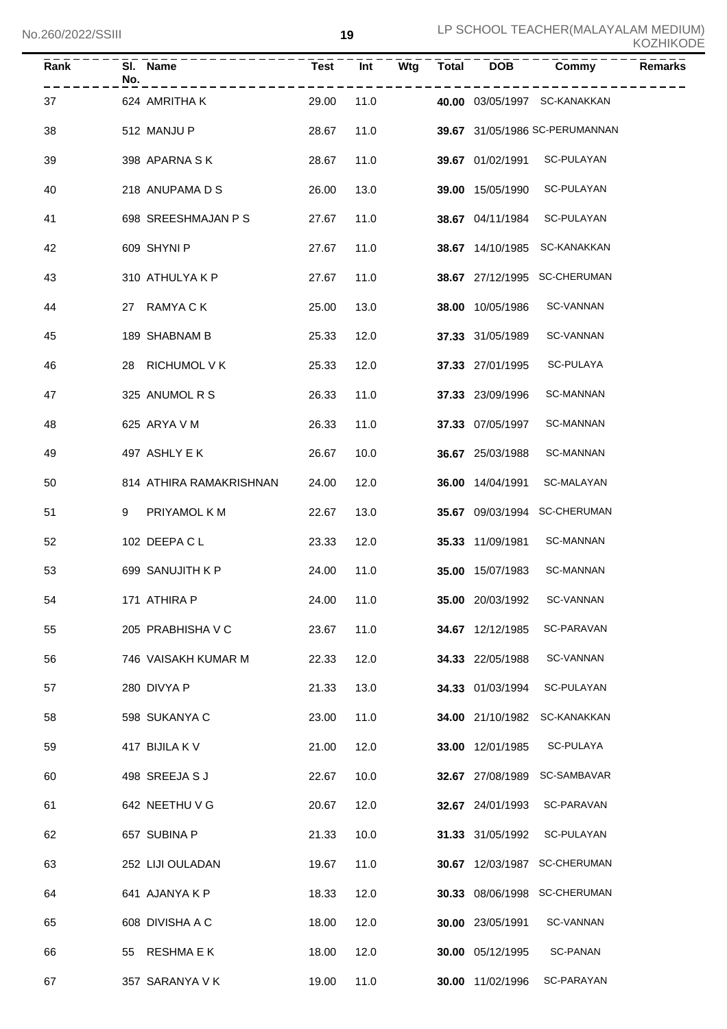| Rank | Sl. No. | Name | Test | Int | Wtg | Total | DOB | Commy | Remarks |
|---|---|---|---|---|---|---|---|---|---|
| 37 | 624 | AMRITHA K | 29.00 | 11.0 | | **40.00** | 03/05/1997 | SC-KANAKKAN | |
| 38 | 512 | MANJU P | 28.67 | 11.0 | | **39.67** | 31/05/1986 | SC-PERUMANNAN | |
| 39 | 398 | APARNA S K | 28.67 | 11.0 | | **39.67** | 01/02/1991 | SC-PULAYAN | |
| 40 | 218 | ANUPAMA D S | 26.00 | 13.0 | | **39.00** | 15/05/1990 | SC-PULAYAN | |
| 41 | 698 | SREESHMAJAN P S | 27.67 | 11.0 | | **38.67** | 04/11/1984 | SC-PULAYAN | |
| 42 | 609 | SHYNI P | 27.67 | 11.0 | | **38.67** | 14/10/1985 | SC-KANAKKAN | |
| 43 | 310 | ATHULYA K P | 27.67 | 11.0 | | **38.67** | 27/12/1995 | SC-CHERUMAN | |
| 44 | 27 | RAMYA C K | 25.00 | 13.0 | | **38.00** | 10/05/1986 | SC-VANNAN | |
| 45 | 189 | SHABNAM B | 25.33 | 12.0 | | **37.33** | 31/05/1989 | SC-VANNAN | |
| 46 | 28 | RICHUMOL V K | 25.33 | 12.0 | | **37.33** | 27/01/1995 | SC-PULAYA | |
| 47 | 325 | ANUMOL R S | 26.33 | 11.0 | | **37.33** | 23/09/1996 | SC-MANNAN | |
| 48 | 625 | ARYA V M | 26.33 | 11.0 | | **37.33** | 07/05/1997 | SC-MANNAN | |
| 49 | 497 | ASHLY E K | 26.67 | 10.0 | | **36.67** | 25/03/1988 | SC-MANNAN | |
| 50 | 814 | ATHIRA RAMAKRISHNAN | 24.00 | 12.0 | | **36.00** | 14/04/1991 | SC-MALAYAN | |
| 51 | 9 | PRIYAMOL K M | 22.67 | 13.0 | | **35.67** | 09/03/1994 | SC-CHERUMAN | |
| 52 | 102 | DEEPA C L | 23.33 | 12.0 | | **35.33** | 11/09/1981 | SC-MANNAN | |
| 53 | 699 | SANUJITH K P | 24.00 | 11.0 | | **35.00** | 15/07/1983 | SC-MANNAN | |
| 54 | 171 | ATHIRA P | 24.00 | 11.0 | | **35.00** | 20/03/1992 | SC-VANNAN | |
| 55 | 205 | PRABHISHA V C | 23.67 | 11.0 | | **34.67** | 12/12/1985 | SC-PARAVAN | |
| 56 | 746 | VAISAKH KUMAR M | 22.33 | 12.0 | | **34.33** | 22/05/1988 | SC-VANNAN | |
| 57 | 280 | DIVYA P | 21.33 | 13.0 | | **34.33** | 01/03/1994 | SC-PULAYAN | |
| 58 | 598 | SUKANYA C | 23.00 | 11.0 | | **34.00** | 21/10/1982 | SC-KANAKKAN | |
| 59 | 417 | BIJILA K V | 21.00 | 12.0 | | **33.00** | 12/01/1985 | SC-PULAYA | |
| 60 | 498 | SREEJA S J | 22.67 | 10.0 | | **32.67** | 27/08/1989 | SC-SAMBAVAR | |
| 61 | 642 | NEETHU V G | 20.67 | 12.0 | | **32.67** | 24/01/1993 | SC-PARAVAN | |
| 62 | 657 | SUBINA P | 21.33 | 10.0 | | **31.33** | 31/05/1992 | SC-PULAYAN | |
| 63 | 252 | LIJI OULADAN | 19.67 | 11.0 | | **30.67** | 12/03/1987 | SC-CHERUMAN | |
| 64 | 641 | AJANYA K P | 18.33 | 12.0 | | **30.33** | 08/06/1998 | SC-CHERUMAN | |
| 65 | 608 | DIVISHA A C | 18.00 | 12.0 | | **30.00** | 23/05/1991 | SC-VANNAN | |
| 66 | 55 | RESHMA E K | 18.00 | 12.0 | | **30.00** | 05/12/1995 | SC-PANAN | |
| 67 | 357 | SARANYA V K | 19.00 | 11.0 | | **30.00** | 11/02/1996 | SC-PARAYAN | |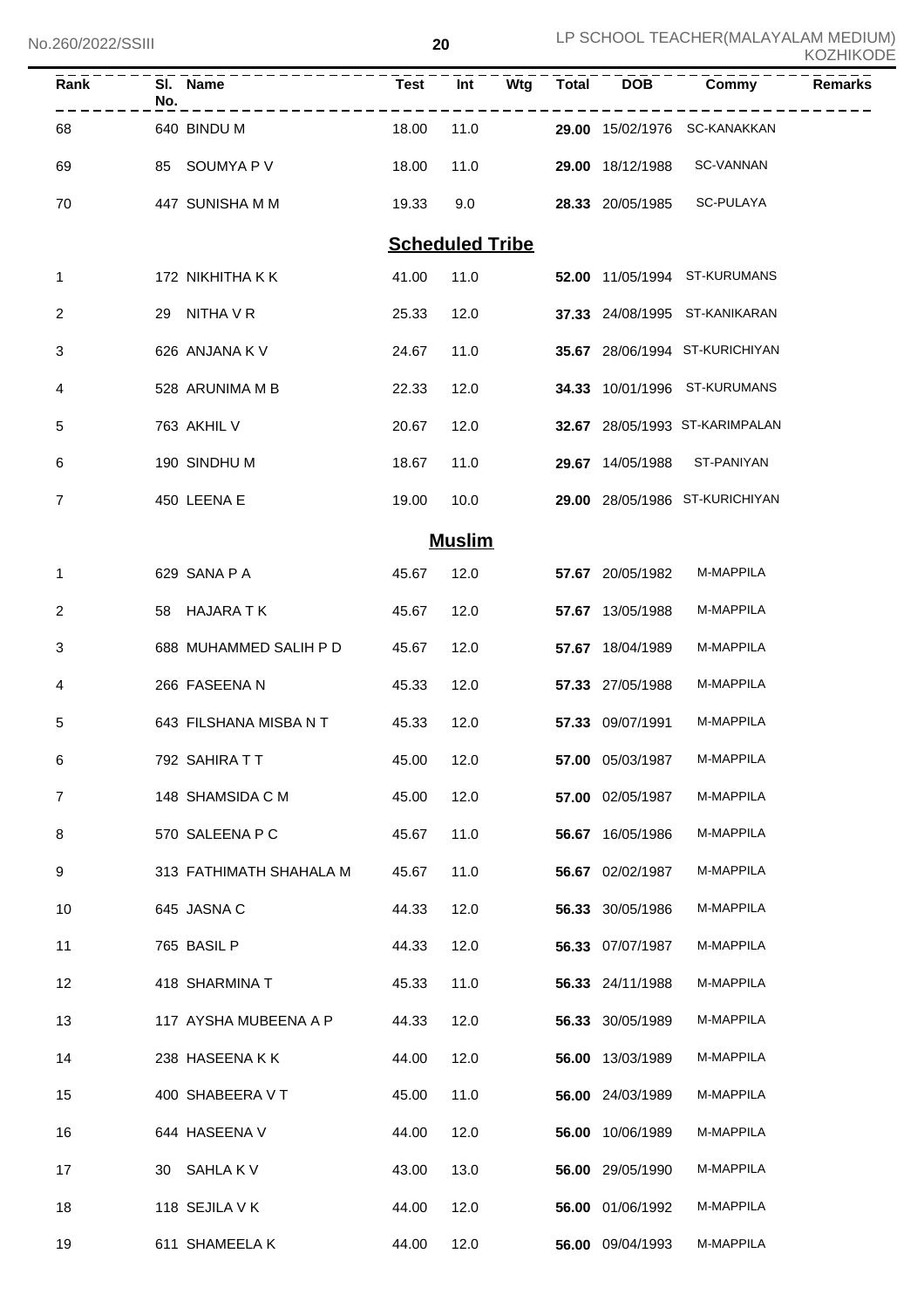| Rank | Sl. No. | Name | Test | Int | Wtg | Total | DOB | Commy | Remarks |
|---|---|---|---|---|---|---|---|---|---|
| 68 | 640 | BINDU M | 18.00 | 11.0 | | **29.00** | 15/02/1976 | SC-KANAKKAN | |
| 69 | 85 | SOUMYA P V | 18.00 | 11.0 | | **29.00** | 18/12/1988 | SC-VANNAN | |
| 70 | 447 | SUNISHA M M | 19.33 | 9.0 | | **28.33** | 20/05/1985 | SC-PULAYA | |

## Scheduled Tribe

| Rank | Sl. No. | Name | Test | Int | Wtg | Total | DOB | Commy | Remarks |
|---|---|---|---|---|---|---|---|---|---|
| 1 | 172 | NIKHITHA K K | 41.00 | 11.0 | | **52.00** | 11/05/1994 | ST-KURUMANS | |
| 2 | 29 | NITHA V R | 25.33 | 12.0 | | **37.33** | 24/08/1995 | ST-KANIKARAN | |
| 3 | 626 | ANJANA K V | 24.67 | 11.0 | | **35.67** | 28/06/1994 | ST-KURICHIYAN | |
| 4 | 528 | ARUNIMA M B | 22.33 | 12.0 | | **34.33** | 10/01/1996 | ST-KURUMANS | |
| 5 | 763 | AKHIL V | 20.67 | 12.0 | | **32.67** | 28/05/1993 | ST-KARIMPALAN | |
| 6 | 190 | SINDHU M | 18.67 | 11.0 | | **29.67** | 14/05/1988 | ST-PANIYAN | |
| 7 | 450 | LEENA E | 19.00 | 10.0 | | **29.00** | 28/05/1986 | ST-KURICHIYAN | |

## Muslim

| Rank | Sl. No. | Name | Test | Int | Wtg | Total | DOB | Commy | Remarks |
|---|---|---|---|---|---|---|---|---|---|
| 1 | 629 | SANA P A | 45.67 | 12.0 | | **57.67** | 20/05/1982 | M-MAPPILA | |
| 2 | 58 | HAJARA T K | 45.67 | 12.0 | | **57.67** | 13/05/1988 | M-MAPPILA | |
| 3 | 688 | MUHAMMED SALIH P D | 45.67 | 12.0 | | **57.67** | 18/04/1989 | M-MAPPILA | |
| 4 | 266 | FASEENA N | 45.33 | 12.0 | | **57.33** | 27/05/1988 | M-MAPPILA | |
| 5 | 643 | FILSHANA MISBA N T | 45.33 | 12.0 | | **57.33** | 09/07/1991 | M-MAPPILA | |
| 6 | 792 | SAHIRA T T | 45.00 | 12.0 | | **57.00** | 05/03/1987 | M-MAPPILA | |
| 7 | 148 | SHAMSIDA C M | 45.00 | 12.0 | | **57.00** | 02/05/1987 | M-MAPPILA | |
| 8 | 570 | SALEENA P C | 45.67 | 11.0 | | **56.67** | 16/05/1986 | M-MAPPILA | |
| 9 | 313 | FATHIMATH SHAHALA M | 45.67 | 11.0 | | **56.67** | 02/02/1987 | M-MAPPILA | |
| 10 | 645 | JASNA C | 44.33 | 12.0 | | **56.33** | 30/05/1986 | M-MAPPILA | |
| 11 | 765 | BASIL P | 44.33 | 12.0 | | **56.33** | 07/07/1987 | M-MAPPILA | |
| 12 | 418 | SHARMINA T | 45.33 | 11.0 | | **56.33** | 24/11/1988 | M-MAPPILA | |
| 13 | 117 | AYSHA MUBEENA A P | 44.33 | 12.0 | | **56.33** | 30/05/1989 | M-MAPPILA | |
| 14 | 238 | HASEENA K K | 44.00 | 12.0 | | **56.00** | 13/03/1989 | M-MAPPILA | |
| 15 | 400 | SHABEERA V T | 45.00 | 11.0 | | **56.00** | 24/03/1989 | M-MAPPILA | |
| 16 | 644 | HASEENA V | 44.00 | 12.0 | | **56.00** | 10/06/1989 | M-MAPPILA | |
| 17 | 30 | SAHLA K V | 43.00 | 13.0 | | **56.00** | 29/05/1990 | M-MAPPILA | |
| 18 | 118 | SEJILA V K | 44.00 | 12.0 | | **56.00** | 01/06/1992 | M-MAPPILA | |
| 19 | 611 | SHAMEELA K | 44.00 | 12.0 | | **56.00** | 09/04/1993 | M-MAPPILA | |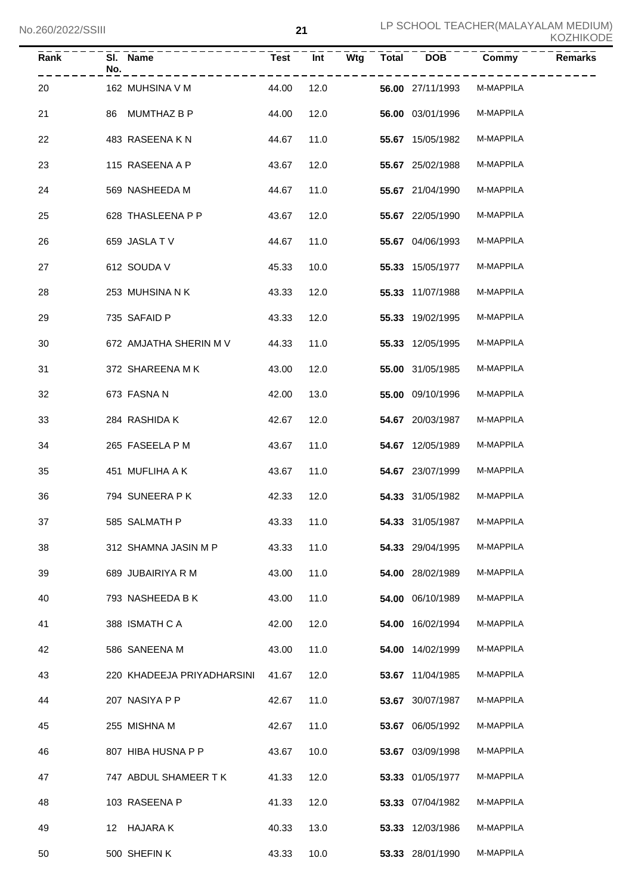| Rank | Sl. No. | Name | Test | Int | Wtg | Total | DOB | Commy | Remarks |
|---|---|---|---|---|---|---|---|---|---|
| 20 | 162 | MUHSINA V M | 44.00 | 12.0 | | **56.00** | 27/11/1993 | M-MAPPILA | |
| 21 | 86 | MUMTHAZ B P | 44.00 | 12.0 | | **56.00** | 03/01/1996 | M-MAPPILA | |
| 22 | 483 | RASEENA K N | 44.67 | 11.0 | | **55.67** | 15/05/1982 | M-MAPPILA | |
| 23 | 115 | RASEENA A P | 43.67 | 12.0 | | **55.67** | 25/02/1988 | M-MAPPILA | |
| 24 | 569 | NASHEEDA M | 44.67 | 11.0 | | **55.67** | 21/04/1990 | M-MAPPILA | |
| 25 | 628 | THASLEENA P P | 43.67 | 12.0 | | **55.67** | 22/05/1990 | M-MAPPILA | |
| 26 | 659 | JASLA T V | 44.67 | 11.0 | | **55.67** | 04/06/1993 | M-MAPPILA | |
| 27 | 612 | SOUDA V | 45.33 | 10.0 | | **55.33** | 15/05/1977 | M-MAPPILA | |
| 28 | 253 | MUHSINA N K | 43.33 | 12.0 | | **55.33** | 11/07/1988 | M-MAPPILA | |
| 29 | 735 | SAFAID P | 43.33 | 12.0 | | **55.33** | 19/02/1995 | M-MAPPILA | |
| 30 | 672 | AMJATHA SHERIN M V | 44.33 | 11.0 | | **55.33** | 12/05/1995 | M-MAPPILA | |
| 31 | 372 | SHAREENA M K | 43.00 | 12.0 | | **55.00** | 31/05/1985 | M-MAPPILA | |
| 32 | 673 | FASNA N | 42.00 | 13.0 | | **55.00** | 09/10/1996 | M-MAPPILA | |
| 33 | 284 | RASHIDA K | 42.67 | 12.0 | | **54.67** | 20/03/1987 | M-MAPPILA | |
| 34 | 265 | FASEELA P M | 43.67 | 11.0 | | **54.67** | 12/05/1989 | M-MAPPILA | |
| 35 | 451 | MUFLIHA A K | 43.67 | 11.0 | | **54.67** | 23/07/1999 | M-MAPPILA | |
| 36 | 794 | SUNEERA P K | 42.33 | 12.0 | | **54.33** | 31/05/1982 | M-MAPPILA | |
| 37 | 585 | SALMATH P | 43.33 | 11.0 | | **54.33** | 31/05/1987 | M-MAPPILA | |
| 38 | 312 | SHAMNA JASIN M P | 43.33 | 11.0 | | **54.33** | 29/04/1995 | M-MAPPILA | |
| 39 | 689 | JUBAIRIYA R M | 43.00 | 11.0 | | **54.00** | 28/02/1989 | M-MAPPILA | |
| 40 | 793 | NASHEEDA B K | 43.00 | 11.0 | | **54.00** | 06/10/1989 | M-MAPPILA | |
| 41 | 388 | ISMATH C A | 42.00 | 12.0 | | **54.00** | 16/02/1994 | M-MAPPILA | |
| 42 | 586 | SANEENA M | 43.00 | 11.0 | | **54.00** | 14/02/1999 | M-MAPPILA | |
| 43 | 220 | KHADEEJA PRIYADHARSINI | 41.67 | 12.0 | | **53.67** | 11/04/1985 | M-MAPPILA | |
| 44 | 207 | NASIYA P P | 42.67 | 11.0 | | **53.67** | 30/07/1987 | M-MAPPILA | |
| 45 | 255 | MISHNA M | 42.67 | 11.0 | | **53.67** | 06/05/1992 | M-MAPPILA | |
| 46 | 807 | HIBA HUSNA P P | 43.67 | 10.0 | | **53.67** | 03/09/1998 | M-MAPPILA | |
| 47 | 747 | ABDUL SHAMEER T K | 41.33 | 12.0 | | **53.33** | 01/05/1977 | M-MAPPILA | |
| 48 | 103 | RASEENA P | 41.33 | 12.0 | | **53.33** | 07/04/1982 | M-MAPPILA | |
| 49 | 12 | HAJARA K | 40.33 | 13.0 | | **53.33** | 12/03/1986 | M-MAPPILA | |
| 50 | 500 | SHEFIN K | 43.33 | 10.0 | | **53.33** | 28/01/1990 | M-MAPPILA | |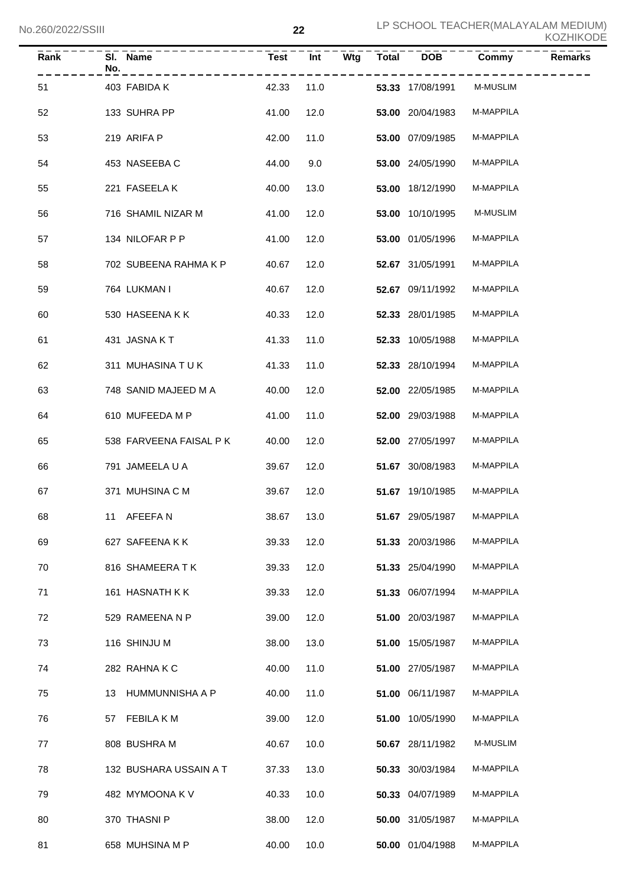| Rank | Sl. No. | Name | Test | Int | Wtg | Total | DOB | Commy | Remarks |
|---|---|---|---|---|---|---|---|---|---|
| 51 | 403 | FABIDA K | 42.33 | 11.0 | | 53.33 | 17/08/1991 | M-MUSLIM | |
| 52 | 133 | SUHRA PP | 41.00 | 12.0 | | 53.00 | 20/04/1983 | M-MAPPILA | |
| 53 | 219 | ARIFA P | 42.00 | 11.0 | | 53.00 | 07/09/1985 | M-MAPPILA | |
| 54 | 453 | NASEEBA C | 44.00 | 9.0 | | 53.00 | 24/05/1990 | M-MAPPILA | |
| 55 | 221 | FASEELA K | 40.00 | 13.0 | | 53.00 | 18/12/1990 | M-MAPPILA | |
| 56 | 716 | SHAMIL NIZAR M | 41.00 | 12.0 | | 53.00 | 10/10/1995 | M-MUSLIM | |
| 57 | 134 | NILOFAR P P | 41.00 | 12.0 | | 53.00 | 01/05/1996 | M-MAPPILA | |
| 58 | 702 | SUBEENA RAHMA K P | 40.67 | 12.0 | | 52.67 | 31/05/1991 | M-MAPPILA | |
| 59 | 764 | LUKMAN I | 40.67 | 12.0 | | 52.67 | 09/11/1992 | M-MAPPILA | |
| 60 | 530 | HASEENA K K | 40.33 | 12.0 | | 52.33 | 28/01/1985 | M-MAPPILA | |
| 61 | 431 | JASNA K T | 41.33 | 11.0 | | 52.33 | 10/05/1988 | M-MAPPILA | |
| 62 | 311 | MUHASINA T U K | 41.33 | 11.0 | | 52.33 | 28/10/1994 | M-MAPPILA | |
| 63 | 748 | SANID MAJEED M A | 40.00 | 12.0 | | 52.00 | 22/05/1985 | M-MAPPILA | |
| 64 | 610 | MUFEEDA M P | 41.00 | 11.0 | | 52.00 | 29/03/1988 | M-MAPPILA | |
| 65 | 538 | FARVEENA FAISAL P K | 40.00 | 12.0 | | 52.00 | 27/05/1997 | M-MAPPILA | |
| 66 | 791 | JAMEELA U A | 39.67 | 12.0 | | 51.67 | 30/08/1983 | M-MAPPILA | |
| 67 | 371 | MUHSINA C M | 39.67 | 12.0 | | 51.67 | 19/10/1985 | M-MAPPILA | |
| 68 | 11 | AFEEFA N | 38.67 | 13.0 | | 51.67 | 29/05/1987 | M-MAPPILA | |
| 69 | 627 | SAFEENA K K | 39.33 | 12.0 | | 51.33 | 20/03/1986 | M-MAPPILA | |
| 70 | 816 | SHAMEERA T K | 39.33 | 12.0 | | 51.33 | 25/04/1990 | M-MAPPILA | |
| 71 | 161 | HASNATH K K | 39.33 | 12.0 | | 51.33 | 06/07/1994 | M-MAPPILA | |
| 72 | 529 | RAMEENA N P | 39.00 | 12.0 | | 51.00 | 20/03/1987 | M-MAPPILA | |
| 73 | 116 | SHINJU M | 38.00 | 13.0 | | 51.00 | 15/05/1987 | M-MAPPILA | |
| 74 | 282 | RAHNA K C | 40.00 | 11.0 | | 51.00 | 27/05/1987 | M-MAPPILA | |
| 75 | 13 | HUMMUNNISHA A P | 40.00 | 11.0 | | 51.00 | 06/11/1987 | M-MAPPILA | |
| 76 | 57 | FEBILA K M | 39.00 | 12.0 | | 51.00 | 10/05/1990 | M-MAPPILA | |
| 77 | 808 | BUSHRA M | 40.67 | 10.0 | | 50.67 | 28/11/1982 | M-MUSLIM | |
| 78 | 132 | BUSHARA USSAIN A T | 37.33 | 13.0 | | 50.33 | 30/03/1984 | M-MAPPILA | |
| 79 | 482 | MYMOONA K V | 40.33 | 10.0 | | 50.33 | 04/07/1989 | M-MAPPILA | |
| 80 | 370 | THASNI P | 38.00 | 12.0 | | 50.00 | 31/05/1987 | M-MAPPILA | |
| 81 | 658 | MUHSINA M P | 40.00 | 10.0 | | 50.00 | 01/04/1988 | M-MAPPILA | |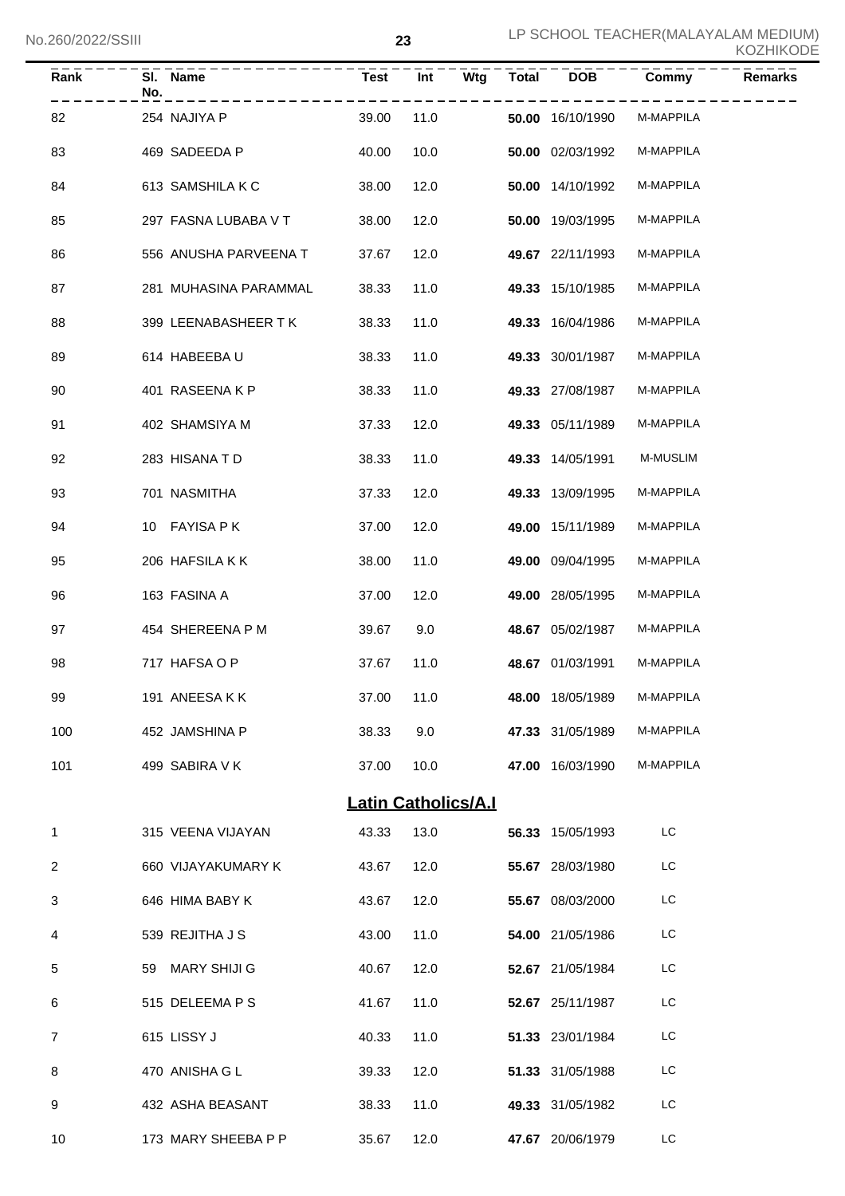| Rank | Sl. No. | Name | Test | Int | Wtg | Total | DOB | Commy | Remarks |
|---|---|---|---|---|---|---|---|---|---|
| 82 | 254 | NAJIYA P | 39.00 | 11.0 | | **50.00** | 16/10/1990 | M-MAPPILA | |
| 83 | 469 | SADEEDA P | 40.00 | 10.0 | | **50.00** | 02/03/1992 | M-MAPPILA | |
| 84 | 613 | SAMSHILA K C | 38.00 | 12.0 | | **50.00** | 14/10/1992 | M-MAPPILA | |
| 85 | 297 | FASNA LUBABA V T | 38.00 | 12.0 | | **50.00** | 19/03/1995 | M-MAPPILA | |
| 86 | 556 | ANUSHA PARVEENA T | 37.67 | 12.0 | | **49.67** | 22/11/1993 | M-MAPPILA | |
| 87 | 281 | MUHASINA PARAMMAL | 38.33 | 11.0 | | **49.33** | 15/10/1985 | M-MAPPILA | |
| 88 | 399 | LEENABASHEER T K | 38.33 | 11.0 | | **49.33** | 16/04/1986 | M-MAPPILA | |
| 89 | 614 | HABEEBA U | 38.33 | 11.0 | | **49.33** | 30/01/1987 | M-MAPPILA | |
| 90 | 401 | RASEENA K P | 38.33 | 11.0 | | **49.33** | 27/08/1987 | M-MAPPILA | |
| 91 | 402 | SHAMSIYA M | 37.33 | 12.0 | | **49.33** | 05/11/1989 | M-MAPPILA | |
| 92 | 283 | HISANA T D | 38.33 | 11.0 | | **49.33** | 14/05/1991 | M-MUSLIM | |
| 93 | 701 | NASMITHA | 37.33 | 12.0 | | **49.33** | 13/09/1995 | M-MAPPILA | |
| 94 | 10 | FAYISA P K | 37.00 | 12.0 | | **49.00** | 15/11/1989 | M-MAPPILA | |
| 95 | 206 | HAFSILA K K | 38.00 | 11.0 | | **49.00** | 09/04/1995 | M-MAPPILA | |
| 96 | 163 | FASINA A | 37.00 | 12.0 | | **49.00** | 28/05/1995 | M-MAPPILA | |
| 97 | 454 | SHEREENA P M | 39.67 | 9.0 | | **48.67** | 05/02/1987 | M-MAPPILA | |
| 98 | 717 | HAFSA O P | 37.67 | 11.0 | | **48.67** | 01/03/1991 | M-MAPPILA | |
| 99 | 191 | ANEESA K K | 37.00 | 11.0 | | **48.00** | 18/05/1989 | M-MAPPILA | |
| 100 | 452 | JAMSHINA P | 38.33 | 9.0 | | **47.33** | 31/05/1989 | M-MAPPILA | |
| 101 | 499 | SABIRA V K | 37.00 | 10.0 | | **47.00** | 16/03/1990 | M-MAPPILA | |

## Latin Catholics/A.I

| Rank | Sl. No. | Name | Test | Int | Wtg | Total | DOB | Commy | Remarks |
|---|---|---|---|---|---|---|---|---|---|
| 1 | 315 | VEENA VIJAYAN | 43.33 | 13.0 | | **56.33** | 15/05/1993 | LC | |
| 2 | 660 | VIJAYAKUMARY K | 43.67 | 12.0 | | **55.67** | 28/03/1980 | LC | |
| 3 | 646 | HIMA BABY K | 43.67 | 12.0 | | **55.67** | 08/03/2000 | LC | |
| 4 | 539 | REJITHA J S | 43.00 | 11.0 | | **54.00** | 21/05/1986 | LC | |
| 5 | 59 | MARY SHIJI G | 40.67 | 12.0 | | **52.67** | 21/05/1984 | LC | |
| 6 | 515 | DELEEMA P S | 41.67 | 11.0 | | **52.67** | 25/11/1987 | LC | |
| 7 | 615 | LISSY J | 40.33 | 11.0 | | **51.33** | 23/01/1984 | LC | |
| 8 | 470 | ANISHA G L | 39.33 | 12.0 | | **51.33** | 31/05/1988 | LC | |
| 9 | 432 | ASHA BEASANT | 38.33 | 11.0 | | **49.33** | 31/05/1982 | LC | |
| 10 | 173 | MARY SHEEBA P P | 35.67 | 12.0 | | **47.67** | 20/06/1979 | LC | |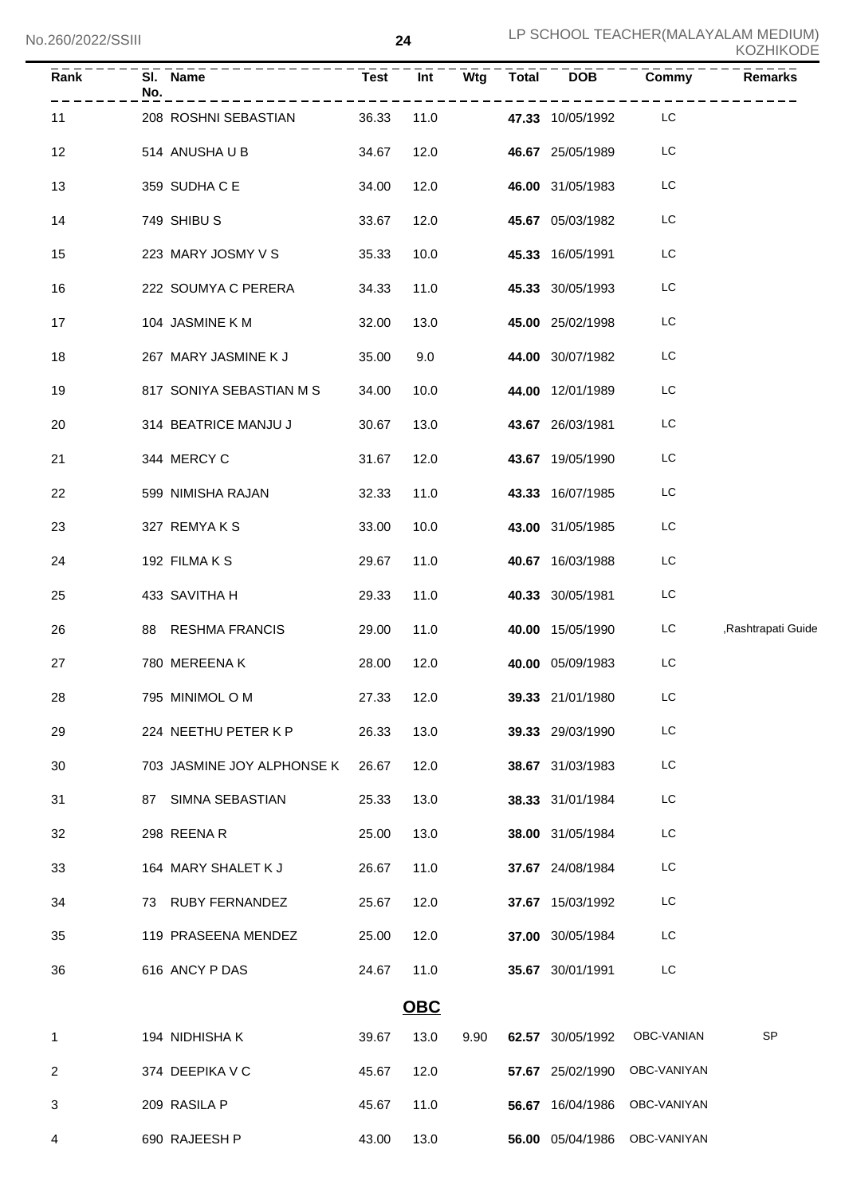| Rank | Sl. No. | Name | Test | Int | Wtg | Total | DOB | Commy | Remarks |
|---|---|---|---|---|---|---|---|---|---|
| 11 | 208 | ROSHNI SEBASTIAN | 36.33 | 11.0 | | **47.33** | 10/05/1992 | LC | |
| 12 | 514 | ANUSHA U B | 34.67 | 12.0 | | **46.67** | 25/05/1989 | LC | |
| 13 | 359 | SUDHA C E | 34.00 | 12.0 | | **46.00** | 31/05/1983 | LC | |
| 14 | 749 | SHIBU S | 33.67 | 12.0 | | **45.67** | 05/03/1982 | LC | |
| 15 | 223 | MARY JOSMY V S | 35.33 | 10.0 | | **45.33** | 16/05/1991 | LC | |
| 16 | 222 | SOUMYA C PERERA | 34.33 | 11.0 | | **45.33** | 30/05/1993 | LC | |
| 17 | 104 | JASMINE K M | 32.00 | 13.0 | | **45.00** | 25/02/1998 | LC | |
| 18 | 267 | MARY JASMINE K J | 35.00 | 9.0 | | **44.00** | 30/07/1982 | LC | |
| 19 | 817 | SONIYA SEBASTIAN M S | 34.00 | 10.0 | | **44.00** | 12/01/1989 | LC | |
| 20 | 314 | BEATRICE MANJU J | 30.67 | 13.0 | | **43.67** | 26/03/1981 | LC | |
| 21 | 344 | MERCY C | 31.67 | 12.0 | | **43.67** | 19/05/1990 | LC | |
| 22 | 599 | NIMISHA RAJAN | 32.33 | 11.0 | | **43.33** | 16/07/1985 | LC | |
| 23 | 327 | REMYA K S | 33.00 | 10.0 | | **43.00** | 31/05/1985 | LC | |
| 24 | 192 | FILMA K S | 29.67 | 11.0 | | **40.67** | 16/03/1988 | LC | |
| 25 | 433 | SAVITHA H | 29.33 | 11.0 | | **40.33** | 30/05/1981 | LC | |
| 26 | 88 | RESHMA FRANCIS | 29.00 | 11.0 | | **40.00** | 15/05/1990 | LC | ,Rashtrapati Guide |
| 27 | 780 | MEREENA K | 28.00 | 12.0 | | **40.00** | 05/09/1983 | LC | |
| 28 | 795 | MINIMOL O M | 27.33 | 12.0 | | **39.33** | 21/01/1980 | LC | |
| 29 | 224 | NEETHU PETER K P | 26.33 | 13.0 | | **39.33** | 29/03/1990 | LC | |
| 30 | 703 | JASMINE JOY ALPHONSE K | 26.67 | 12.0 | | **38.67** | 31/03/1983 | LC | |
| 31 | 87 | SIMNA SEBASTIAN | 25.33 | 13.0 | | **38.33** | 31/01/1984 | LC | |
| 32 | 298 | REENA R | 25.00 | 13.0 | | **38.00** | 31/05/1984 | LC | |
| 33 | 164 | MARY SHALET K J | 26.67 | 11.0 | | **37.67** | 24/08/1984 | LC | |
| 34 | 73 | RUBY FERNANDEZ | 25.67 | 12.0 | | **37.67** | 15/03/1992 | LC | |
| 35 | 119 | PRASEENA MENDEZ | 25.00 | 12.0 | | **37.00** | 30/05/1984 | LC | |
| 36 | 616 | ANCY P DAS | 24.67 | 11.0 | | **35.67** | 30/01/1991 | LC | |

## OBC

| Rank | Sl. No. | Name | Test | Int | Wtg | Total | DOB | Commy | Remarks |
|---|---|---|---|---|---|---|---|---|---|
| 1 | 194 | NIDHISHA K | 39.67 | 13.0 | 9.90 | **62.57** | 30/05/1992 | OBC-VANIAN | SP |
| 2 | 374 | DEEPIKA V C | 45.67 | 12.0 | | **57.67** | 25/02/1990 | OBC-VANIYAN | |
| 3 | 209 | RASILA P | 45.67 | 11.0 | | **56.67** | 16/04/1986 | OBC-VANIYAN | |
| 4 | 690 | RAJEESH P | 43.00 | 13.0 | | **56.00** | 05/04/1986 | OBC-VANIYAN | |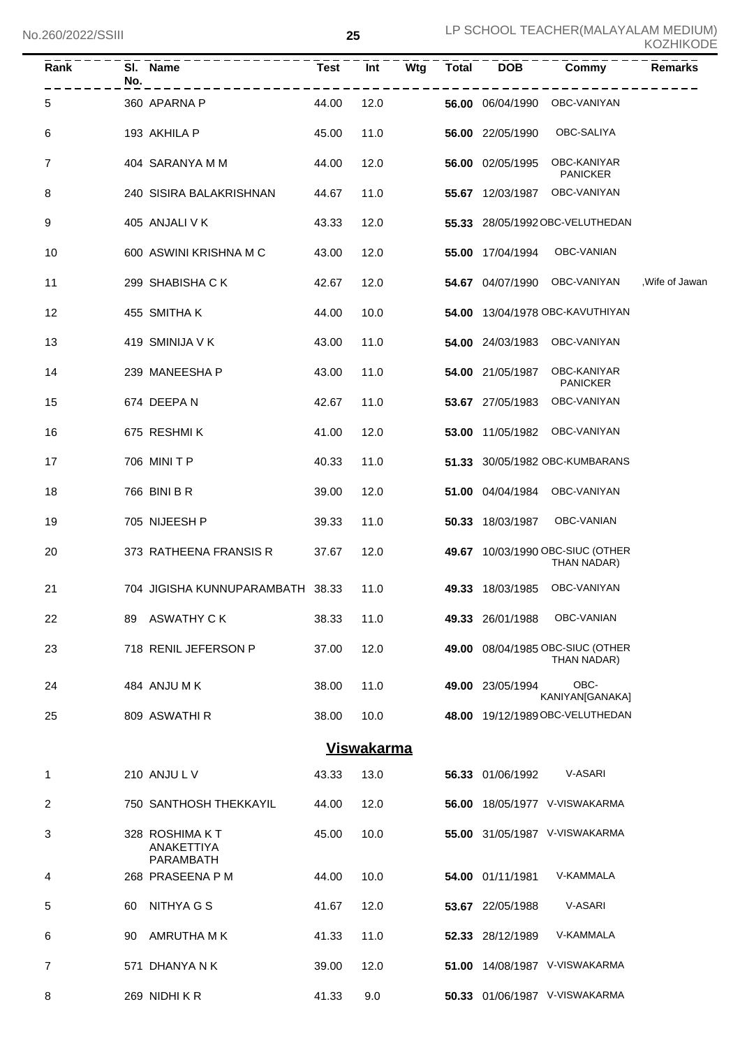| Rank | Sl. No. | Name | Test | Int | Wtg | Total | DOB | Commy | Remarks |
|---|---|---|---|---|---|---|---|---|---|
| 5 | 360 | APARNA P | 44.00 | 12.0 | | **56.00** | 06/04/1990 | OBC-VANIYAN | |
| 6 | 193 | AKHILA P | 45.00 | 11.0 | | **56.00** | 22/05/1990 | OBC-SALIYA | |
| 7 | 404 | SARANYA M M | 44.00 | 12.0 | | **56.00** | 02/05/1995 | OBC-KANIYAR PANICKER | |
| 8 | 240 | SISIRA BALAKRISHNAN | 44.67 | 11.0 | | **55.67** | 12/03/1987 | OBC-VANIYAN | |
| 9 | 405 | ANJALI V K | 43.33 | 12.0 | | **55.33** | 28/05/1992 | OBC-VELUTHEDAN | |
| 10 | 600 | ASWINI KRISHNA M C | 43.00 | 12.0 | | **55.00** | 17/04/1994 | OBC-VANIAN | |
| 11 | 299 | SHABISHA C K | 42.67 | 12.0 | | **54.67** | 04/07/1990 | OBC-VANIYAN | ,Wife of Jawan |
| 12 | 455 | SMITHA K | 44.00 | 10.0 | | **54.00** | 13/04/1978 | OBC-KAVUTHIYAN | |
| 13 | 419 | SMINIJA V K | 43.00 | 11.0 | | **54.00** | 24/03/1983 | OBC-VANIYAN | |
| 14 | 239 | MANEESHA P | 43.00 | 11.0 | | **54.00** | 21/05/1987 | OBC-KANIYAR PANICKER | |
| 15 | 674 | DEEPA N | 42.67 | 11.0 | | **53.67** | 27/05/1983 | OBC-VANIYAN | |
| 16 | 675 | RESHMI K | 41.00 | 12.0 | | **53.00** | 11/05/1982 | OBC-VANIYAN | |
| 17 | 706 | MINI T P | 40.33 | 11.0 | | **51.33** | 30/05/1982 | OBC-KUMBARANS | |
| 18 | 766 | BINI B R | 39.00 | 12.0 | | **51.00** | 04/04/1984 | OBC-VANIYAN | |
| 19 | 705 | NIJEESH P | 39.33 | 11.0 | | **50.33** | 18/03/1987 | OBC-VANIAN | |
| 20 | 373 | RATHEENA FRANSIS R | 37.67 | 12.0 | | **49.67** | 10/03/1990 | OBC-SIUC (OTHER THAN NADAR) | |
| 21 | 704 | JIGISHA KUNNUPARAMBATH | 38.33 | 11.0 | | **49.33** | 18/03/1985 | OBC-VANIYAN | |
| 22 | 89 | ASWATHY C K | 38.33 | 11.0 | | **49.33** | 26/01/1988 | OBC-VANIAN | |
| 23 | 718 | RENIL JEFERSON P | 37.00 | 12.0 | | **49.00** | 08/04/1985 | OBC-SIUC (OTHER THAN NADAR) | |
| 24 | 484 | ANJU M K | 38.00 | 11.0 | | **49.00** | 23/05/1994 | OBC-KANIYAN[GANAKA] | |
| 25 | 809 | ASWATHI R | 38.00 | 10.0 | | **48.00** | 19/12/1989 | OBC-VELUTHEDAN | |

## Viswakarma

| Rank | Sl. No. | Name | Test | Int | Wtg | Total | DOB | Commy | Remarks |
|---|---|---|---|---|---|---|---|---|---|
| 1 | 210 | ANJU L V | 43.33 | 13.0 | | **56.33** | 01/06/1992 | V-ASARI | |
| 2 | 750 | SANTHOSH THEKKAYIL | 44.00 | 12.0 | | **56.00** | 18/05/1977 | V-VISWAKARMA | |
| 3 | 328 | ROSHIMA K T ANAKETTIYA PARAMBATH | 45.00 | 10.0 | | **55.00** | 31/05/1987 | V-VISWAKARMA | |
| 4 | 268 | PRASEENA P M | 44.00 | 10.0 | | **54.00** | 01/11/1981 | V-KAMMALA | |
| 5 | 60 | NITHYA G S | 41.67 | 12.0 | | **53.67** | 22/05/1988 | V-ASARI | |
| 6 | 90 | AMRUTHA M K | 41.33 | 11.0 | | **52.33** | 28/12/1989 | V-KAMMALA | |
| 7 | 571 | DHANYA N K | 39.00 | 12.0 | | **51.00** | 14/08/1987 | V-VISWAKARMA | |
| 8 | 269 | NIDHI K R | 41.33 | 9.0 | | **50.33** | 01/06/1987 | V-VISWAKARMA | |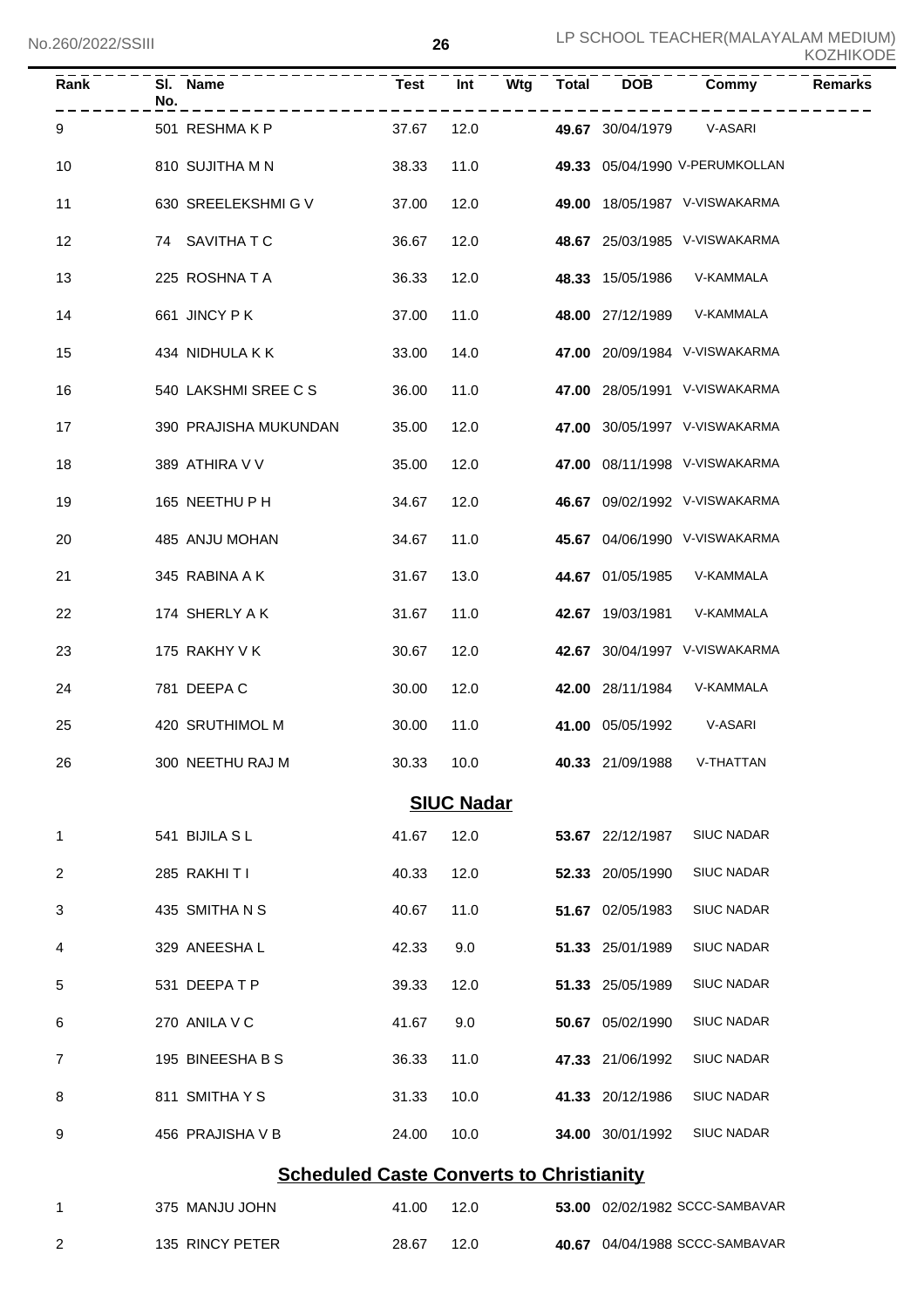| Rank | Sl. No. | Name | Test | Int | Wtg | Total | DOB | Commy | Remarks |
|---|---|---|---|---|---|---|---|---|---|
| 9 | 501 | RESHMA K P | 37.67 | 12.0 | | **49.67** | 30/04/1979 | V-ASARI | |
| 10 | 810 | SUJITHA M N | 38.33 | 11.0 | | **49.33** | 05/04/1990 | V-PERUMKOLLAN | |
| 11 | 630 | SREELEKSHMI G V | 37.00 | 12.0 | | **49.00** | 18/05/1987 | V-VISWAKARMA | |
| 12 | 74 | SAVITHA T C | 36.67 | 12.0 | | **48.67** | 25/03/1985 | V-VISWAKARMA | |
| 13 | 225 | ROSHNA T A | 36.33 | 12.0 | | **48.33** | 15/05/1986 | V-KAMMALA | |
| 14 | 661 | JINCY P K | 37.00 | 11.0 | | **48.00** | 27/12/1989 | V-KAMMALA | |
| 15 | 434 | NIDHULA K K | 33.00 | 14.0 | | **47.00** | 20/09/1984 | V-VISWAKARMA | |
| 16 | 540 | LAKSHMI SREE C S | 36.00 | 11.0 | | **47.00** | 28/05/1991 | V-VISWAKARMA | |
| 17 | 390 | PRAJISHA MUKUNDAN | 35.00 | 12.0 | | **47.00** | 30/05/1997 | V-VISWAKARMA | |
| 18 | 389 | ATHIRA V V | 35.00 | 12.0 | | **47.00** | 08/11/1998 | V-VISWAKARMA | |
| 19 | 165 | NEETHU P H | 34.67 | 12.0 | | **46.67** | 09/02/1992 | V-VISWAKARMA | |
| 20 | 485 | ANJU MOHAN | 34.67 | 11.0 | | **45.67** | 04/06/1990 | V-VISWAKARMA | |
| 21 | 345 | RABINA A K | 31.67 | 13.0 | | **44.67** | 01/05/1985 | V-KAMMALA | |
| 22 | 174 | SHERLY A K | 31.67 | 11.0 | | **42.67** | 19/03/1981 | V-KAMMALA | |
| 23 | 175 | RAKHY V K | 30.67 | 12.0 | | **42.67** | 30/04/1997 | V-VISWAKARMA | |
| 24 | 781 | DEEPA C | 30.00 | 12.0 | | **42.00** | 28/11/1984 | V-KAMMALA | |
| 25 | 420 | SRUTHIMOL M | 30.00 | 11.0 | | **41.00** | 05/05/1992 | V-ASARI | |
| 26 | 300 | NEETHU RAJ M | 30.33 | 10.0 | | **40.33** | 21/09/1988 | V-THATTAN | |

## SIUC Nadar

| Rank | Sl. No. | Name | Test | Int | Wtg | Total | DOB | Commy | Remarks |
|---|---|---|---|---|---|---|---|---|---|
| 1 | 541 | BIJILA S L | 41.67 | 12.0 | | **53.67** | 22/12/1987 | SIUC NADAR | |
| 2 | 285 | RAKHI T I | 40.33 | 12.0 | | **52.33** | 20/05/1990 | SIUC NADAR | |
| 3 | 435 | SMITHA N S | 40.67 | 11.0 | | **51.67** | 02/05/1983 | SIUC NADAR | |
| 4 | 329 | ANEESHA L | 42.33 | 9.0 | | **51.33** | 25/01/1989 | SIUC NADAR | |
| 5 | 531 | DEEPA T P | 39.33 | 12.0 | | **51.33** | 25/05/1989 | SIUC NADAR | |
| 6 | 270 | ANILA V C | 41.67 | 9.0 | | **50.67** | 05/02/1990 | SIUC NADAR | |
| 7 | 195 | BINEESHA B S | 36.33 | 11.0 | | **47.33** | 21/06/1992 | SIUC NADAR | |
| 8 | 811 | SMITHA Y S | 31.33 | 10.0 | | **41.33** | 20/12/1986 | SIUC NADAR | |
| 9 | 456 | PRAJISHA V B | 24.00 | 10.0 | | **34.00** | 30/01/1992 | SIUC NADAR | |

## Scheduled Caste Converts to Christianity

| Rank | Sl. No. | Name | Test | Int | Wtg | Total | DOB | Commy | Remarks |
|---|---|---|---|---|---|---|---|---|---|
| 1 | 375 | MANJU JOHN | 41.00 | 12.0 | | **53.00** | 02/02/1982 | SCCC-SAMBAVAR | |
| 2 | 135 | RINCY PETER | 28.67 | 12.0 | | **40.67** | 04/04/1988 | SCCC-SAMBAVAR | |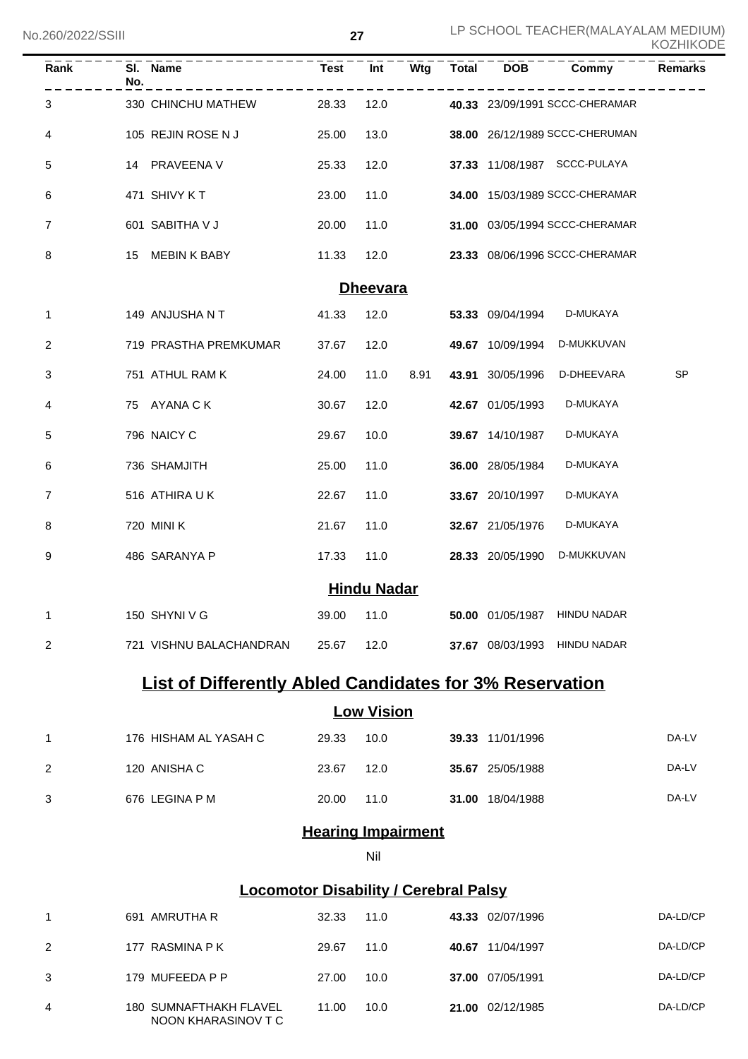| Rank | Sl. No. | Name | Test | Int | Wtg | Total | DOB | Commy | Remarks |
|---|---|---|---|---|---|---|---|---|---|
| 3 | 330 | CHINCHU MATHEW | 28.33 | 12.0 | | **40.33** | 23/09/1991 | SCCC-CHERAMAR | |
| 4 | 105 | REJIN ROSE N J | 25.00 | 13.0 | | **38.00** | 26/12/1989 | SCCC-CHERUMAN | |
| 5 | 14 | PRAVEENA V | 25.33 | 12.0 | | **37.33** | 11/08/1987 | SCCC-PULAYA | |
| 6 | 471 | SHIVY K T | 23.00 | 11.0 | | **34.00** | 15/03/1989 | SCCC-CHERAMAR | |
| 7 | 601 | SABITHA V J | 20.00 | 11.0 | | **31.00** | 03/05/1994 | SCCC-CHERAMAR | |
| 8 | 15 | MEBIN K BABY | 11.33 | 12.0 | | **23.33** | 08/06/1996 | SCCC-CHERAMAR | |

## Dheevara

| Rank | Sl. No. | Name | Test | Int | Wtg | Total | DOB | Commy | Remarks |
|---|---|---|---|---|---|---|---|---|---|
| 1 | 149 | ANJUSHA N T | 41.33 | 12.0 | | **53.33** | 09/04/1994 | D-MUKAYA | |
| 2 | 719 | PRASTHA PREMKUMAR | 37.67 | 12.0 | | **49.67** | 10/09/1994 | D-MUKKUVAN | |
| 3 | 751 | ATHUL RAM K | 24.00 | 11.0 | 8.91 | **43.91** | 30/05/1996 | D-DHEEVARA | SP |
| 4 | 75 | AYANA C K | 30.67 | 12.0 | | **42.67** | 01/05/1993 | D-MUKAYA | |
| 5 | 796 | NAICY C | 29.67 | 10.0 | | **39.67** | 14/10/1987 | D-MUKAYA | |
| 6 | 736 | SHAMJITH | 25.00 | 11.0 | | **36.00** | 28/05/1984 | D-MUKAYA | |
| 7 | 516 | ATHIRA U K | 22.67 | 11.0 | | **33.67** | 20/10/1997 | D-MUKAYA | |
| 8 | 720 | MINI K | 21.67 | 11.0 | | **32.67** | 21/05/1976 | D-MUKAYA | |
| 9 | 486 | SARANYA P | 17.33 | 11.0 | | **28.33** | 20/05/1990 | D-MUKKUVAN | |

## Hindu Nadar

| Rank | Sl. No. | Name | Test | Int | Wtg | Total | DOB | Commy | Remarks |
|---|---|---|---|---|---|---|---|---|---|
| 1 | 150 | SHYNI V G | 39.00 | 11.0 | | **50.00** | 01/05/1987 | HINDU NADAR | |
| 2 | 721 | VISHNU BALACHANDRAN | 25.67 | 12.0 | | **37.67** | 08/03/1993 | HINDU NADAR | |

# List of Differently Abled Candidates for 3% Reservation

## Low Vision

| Rank | Sl. No. | Name | Test | Int | Wtg | Total | DOB | Commy | Remarks |
|---|---|---|---|---|---|---|---|---|---|
| 1 | 176 | HISHAM AL YASAH C | 29.33 | 10.0 | | **39.33** | 11/01/1996 | | DA-LV |
| 2 | 120 | ANISHA C | 23.67 | 12.0 | | **35.67** | 25/05/1988 | | DA-LV |
| 3 | 676 | LEGINA P M | 20.00 | 11.0 | | **31.00** | 18/04/1988 | | DA-LV |

## Hearing Impairment

Nil

## Locomotor Disability / Cerebral Palsy

| Rank | Sl. No. | Name | Test | Int | Wtg | Total | DOB | Commy | Remarks |
|---|---|---|---|---|---|---|---|---|---|
| 1 | 691 | AMRUTHA R | 32.33 | 11.0 | | **43.33** | 02/07/1996 | | DA-LD/CP |
| 2 | 177 | RASMINA P K | 29.67 | 11.0 | | **40.67** | 11/04/1997 | | DA-LD/CP |
| 3 | 179 | MUFEEDA P P | 27.00 | 10.0 | | **37.00** | 07/05/1991 | | DA-LD/CP |
| 4 | 180 | SUMNAFTHAKH FLAVEL NOON KHARASINOV T C | 11.00 | 10.0 | | **21.00** | 02/12/1985 | | DA-LD/CP |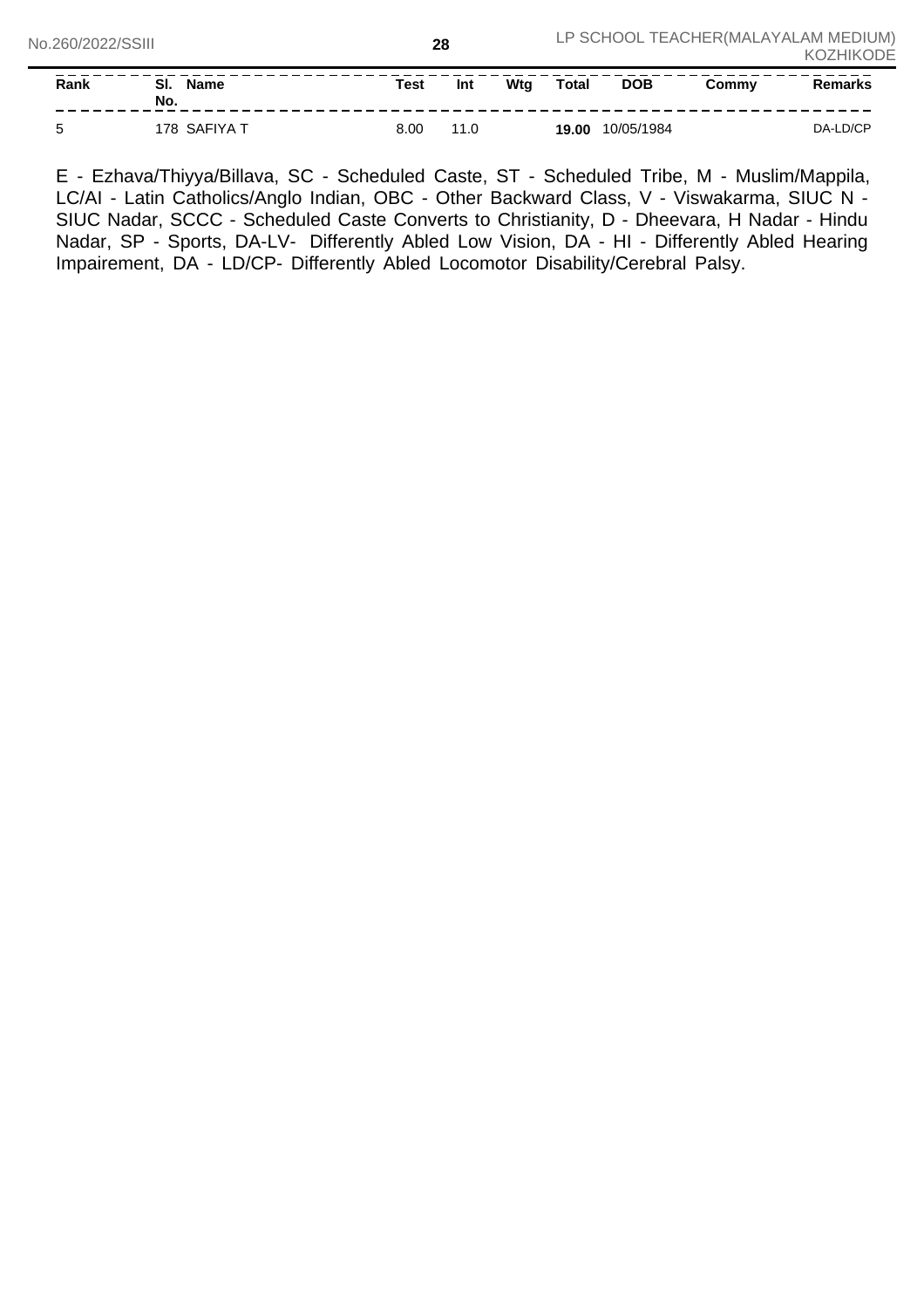| Rank | Sl. No. | Name | Test | Int | Wtg | Total | DOB | Commy | Remarks |
|---|---|---|---|---|---|---|---|---|---|
| 5 | 178 | SAFIYA T | 8.00 | 11.0 | | **19.00** | 10/05/1984 | | DA-LD/CP |

E - Ezhava/Thiyya/Billava, SC - Scheduled Caste, ST - Scheduled Tribe, M - Muslim/Mappila, LC/AI - Latin Catholics/Anglo Indian, OBC - Other Backward Class, V - Viswakarma, SIUC N - SIUC Nadar, SCCC - Scheduled Caste Converts to Christianity, D - Dheevara, H Nadar - Hindu Nadar, SP - Sports, DA-LV- Differently Abled Low Vision, DA - HI - Differently Abled Hearing Impairement, DA - LD/CP- Differently Abled Locomotor Disability/Cerebral Palsy.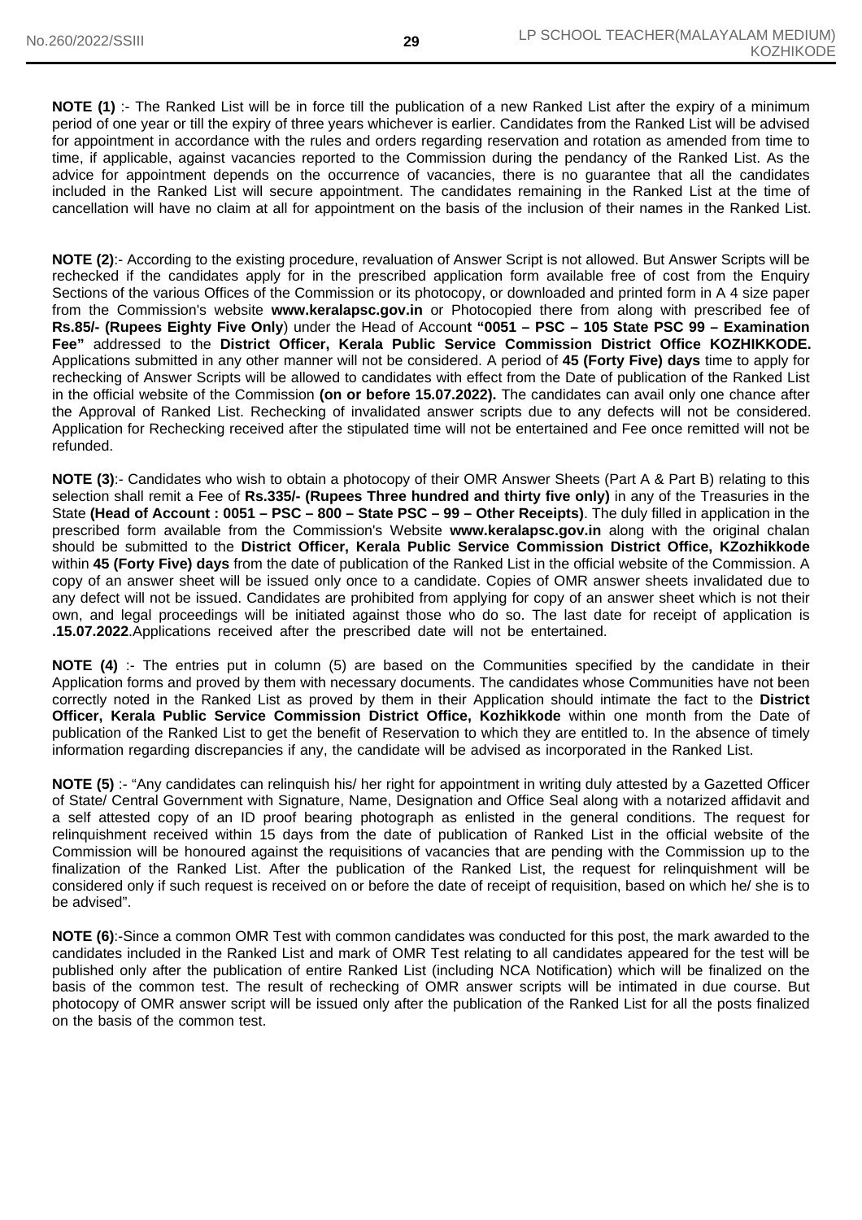**NOTE (1)** :- The Ranked List will be in force till the publication of a new Ranked List after the expiry of a minimum period of one year or till the expiry of three years whichever is earlier. Candidates from the Ranked List will be advised for appointment in accordance with the rules and orders regarding reservation and rotation as amended from time to time, if applicable, against vacancies reported to the Commission during the pendancy of the Ranked List. As the advice for appointment depends on the occurrence of vacancies, there is no guarantee that all the candidates included in the Ranked List will secure appointment. The candidates remaining in the Ranked List at the time of cancellation will have no claim at all for appointment on the basis of the inclusion of their names in the Ranked List.

**NOTE (2)**:- According to the existing procedure, revaluation of Answer Script is not allowed. But Answer Scripts will be rechecked if the candidates apply for in the prescribed application form available free of cost from the Enquiry Sections of the various Offices of the Commission or its photocopy, or downloaded and printed form in A 4 size paper from the Commission's website **www.keralapsc.gov.in** or Photocopied there from along with prescribed fee of **Rs.85/- (Rupees Eighty Five Only**) under the Head of Accoun**t "0051 – PSC – 105 State PSC 99 – Examination Fee"** addressed to the **District Officer, Kerala Public Service Commission District Office KOZHIKKODE.** Applications submitted in any other manner will not be considered. A period of **45 (Forty Five) days** time to apply for rechecking of Answer Scripts will be allowed to candidates with effect from the Date of publication of the Ranked List in the official website of the Commission **(on or before 15.07.2022).** The candidates can avail only one chance after the Approval of Ranked List. Rechecking of invalidated answer scripts due to any defects will not be considered. Application for Rechecking received after the stipulated time will not be entertained and Fee once remitted will not be refunded.

**NOTE (3)**:- Candidates who wish to obtain a photocopy of their OMR Answer Sheets (Part A & Part B) relating to this selection shall remit a Fee of **Rs.335/- (Rupees Three hundred and thirty five only)** in any of the Treasuries in the State **(Head of Account : 0051 – PSC – 800 – State PSC – 99 – Other Receipts)**. The duly filled in application in the prescribed form available from the Commission's Website **www.keralapsc.gov.in** along with the original chalan should be submitted to the **District Officer, Kerala Public Service Commission District Office, KZozhikkode** within **45 (Forty Five) days** from the date of publication of the Ranked List in the official website of the Commission. A copy of an answer sheet will be issued only once to a candidate. Copies of OMR answer sheets invalidated due to any defect will not be issued. Candidates are prohibited from applying for copy of an answer sheet which is not their own, and legal proceedings will be initiated against those who do so. The last date for receipt of application is **.15.07.2022**.Applications received after the prescribed date will not be entertained.

**NOTE (4)** :- The entries put in column (5) are based on the Communities specified by the candidate in their Application forms and proved by them with necessary documents. The candidates whose Communities have not been correctly noted in the Ranked List as proved by them in their Application should intimate the fact to the **District Officer, Kerala Public Service Commission District Office, Kozhikkode** within one month from the Date of publication of the Ranked List to get the benefit of Reservation to which they are entitled to. In the absence of timely information regarding discrepancies if any, the candidate will be advised as incorporated in the Ranked List.

**NOTE (5)** :- "Any candidates can relinquish his/ her right for appointment in writing duly attested by a Gazetted Officer of State/ Central Government with Signature, Name, Designation and Office Seal along with a notarized affidavit and a self attested copy of an ID proof bearing photograph as enlisted in the general conditions. The request for relinquishment received within 15 days from the date of publication of Ranked List in the official website of the Commission will be honoured against the requisitions of vacancies that are pending with the Commission up to the finalization of the Ranked List. After the publication of the Ranked List, the request for relinquishment will be considered only if such request is received on or before the date of receipt of requisition, based on which he/ she is to be advised".

**NOTE (6)**:-Since a common OMR Test with common candidates was conducted for this post, the mark awarded to the candidates included in the Ranked List and mark of OMR Test relating to all candidates appeared for the test will be published only after the publication of entire Ranked List (including NCA Notification) which will be finalized on the basis of the common test. The result of rechecking of OMR answer scripts will be intimated in due course. But photocopy of OMR answer script will be issued only after the publication of the Ranked List for all the posts finalized on the basis of the common test.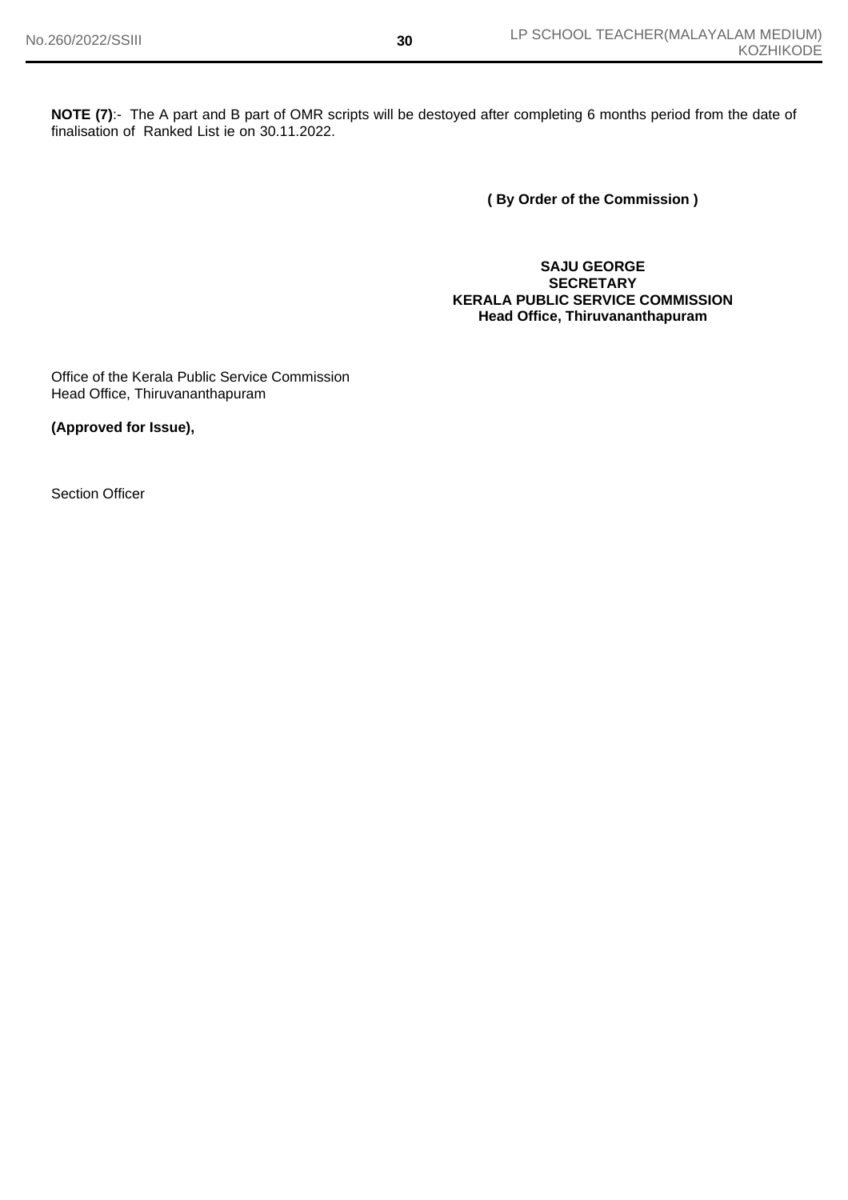**NOTE (7)**:- The A part and B part of OMR scripts will be destoyed after completing 6 months period from the date of finalisation of Ranked List ie on 30.11.2022.

**( By Order of the Commission )**

**SAJU GEORGE**
**SECRETARY**
**KERALA PUBLIC SERVICE COMMISSION**
**Head Office, Thiruvananthapuram**

Office of the Kerala Public Service Commission
Head Office, Thiruvananthapuram

**(Approved for Issue),**

Section Officer